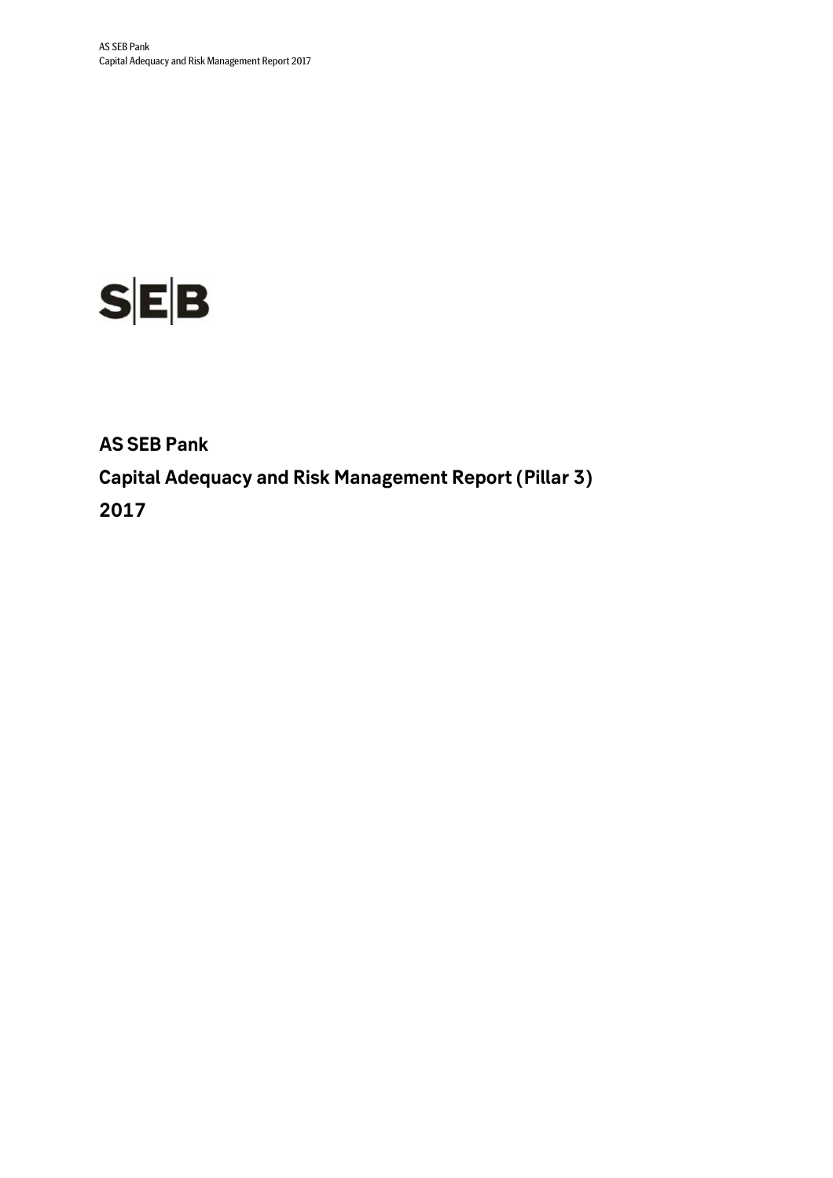SEB

# AS SEB Pank

## Capital Adequacy and Risk Management Report (Pillar 3)

## 2017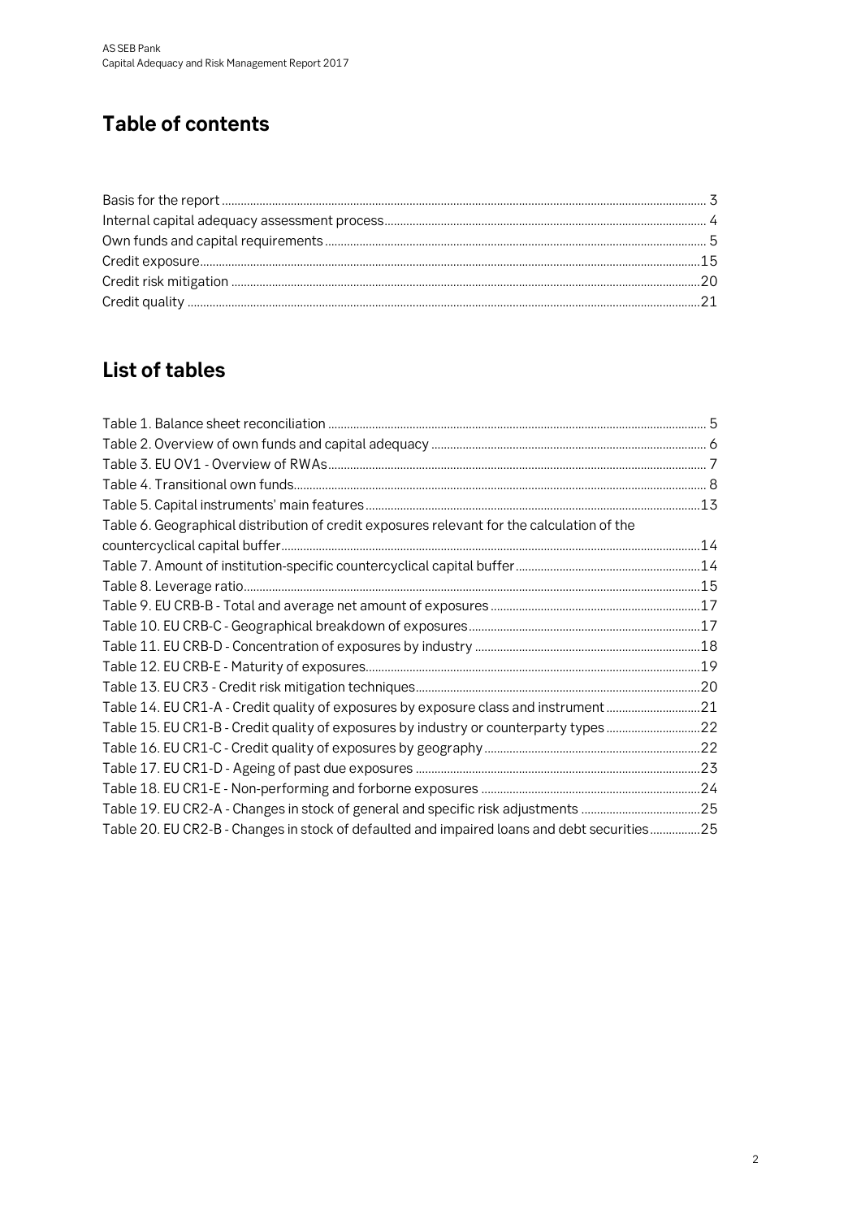## Table of contents

Basis for the report ..... 3
Internal capital adequacy assessment process ..... 4
Own funds and capital requirements ..... 5
Credit exposure ..... 15
Credit risk mitigation ..... 20
Credit quality ..... 21

## List of tables

Table 1. Balance sheet reconciliation ..... 5
Table 2. Overview of own funds and capital adequacy ..... 6
Table 3. EU OV1 - Overview of RWAs ..... 7
Table 4. Transitional own funds ..... 8
Table 5. Capital instruments' main features ..... 13
Table 6. Geographical distribution of credit exposures relevant for the calculation of the countercyclical capital buffer ..... 14
Table 7. Amount of institution-specific countercyclical capital buffer ..... 14
Table 8. Leverage ratio ..... 15
Table 9. EU CRB-B - Total and average net amount of exposures ..... 17
Table 10. EU CRB-C - Geographical breakdown of exposures ..... 17
Table 11. EU CRB-D - Concentration of exposures by industry ..... 18
Table 12. EU CRB-E - Maturity of exposures ..... 19
Table 13. EU CR3 - Credit risk mitigation techniques ..... 20
Table 14. EU CR1-A - Credit quality of exposures by exposure class and instrument ..... 21
Table 15. EU CR1-B - Credit quality of exposures by industry or counterparty types ..... 22
Table 16. EU CR1-C - Credit quality of exposures by geography ..... 22
Table 17. EU CR1-D - Ageing of past due exposures ..... 23
Table 18. EU CR1-E - Non-performing and forborne exposures ..... 24
Table 19. EU CR2-A - Changes in stock of general and specific risk adjustments ..... 25
Table 20. EU CR2-B - Changes in stock of defaulted and impaired loans and debt securities ..... 25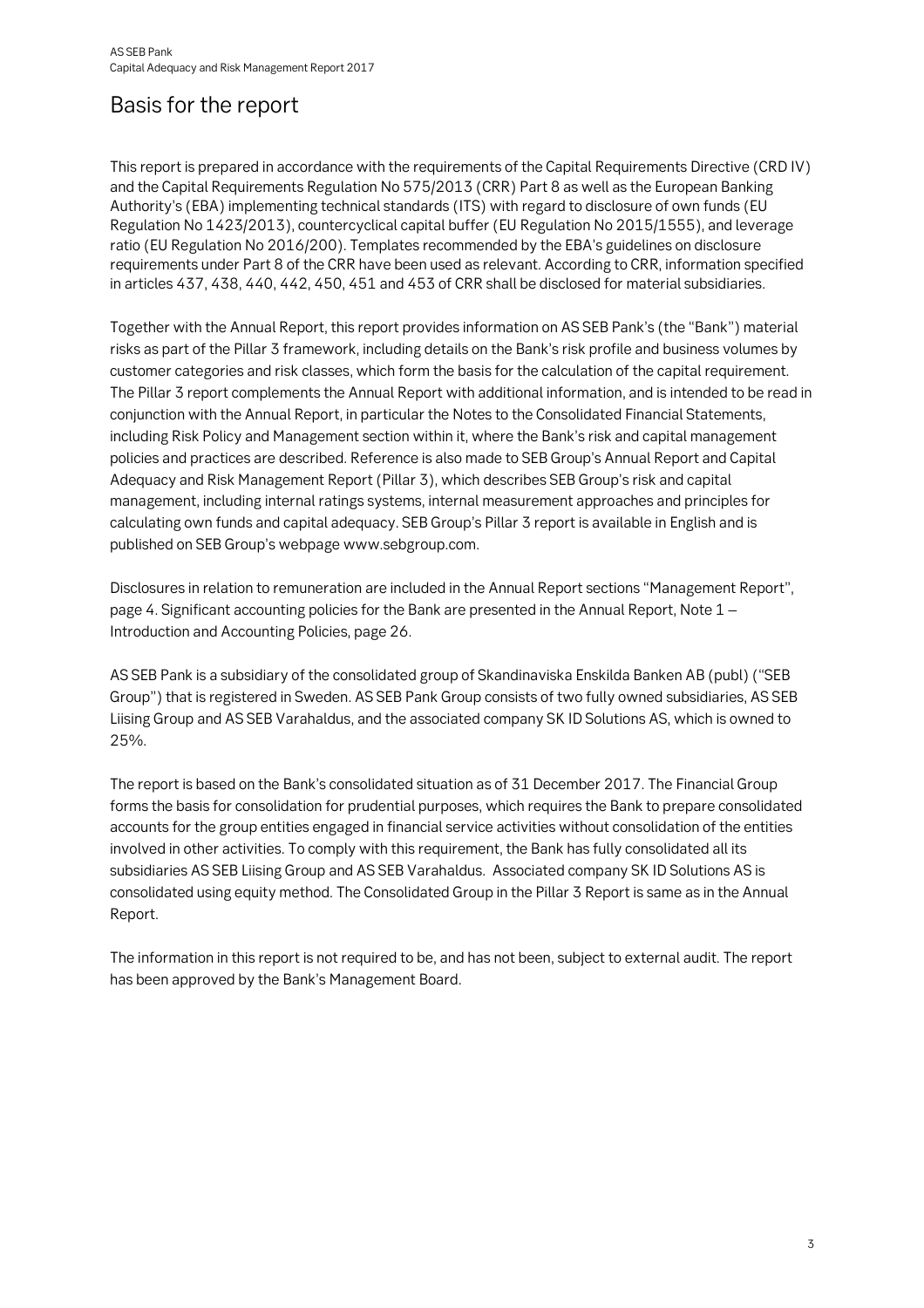# Basis for the report

This report is prepared in accordance with the requirements of the Capital Requirements Directive (CRD IV) and the Capital Requirements Regulation No 575/2013 (CRR) Part 8 as well as the European Banking Authority's (EBA) implementing technical standards (ITS) with regard to disclosure of own funds (EU Regulation No 1423/2013), countercyclical capital buffer (EU Regulation No 2015/1555), and leverage ratio (EU Regulation No 2016/200). Templates recommended by the EBA's guidelines on disclosure requirements under Part 8 of the CRR have been used as relevant. According to CRR, information specified in articles 437, 438, 440, 442, 450, 451 and 453 of CRR shall be disclosed for material subsidiaries.

Together with the Annual Report, this report provides information on AS SEB Pank's (the "Bank") material risks as part of the Pillar 3 framework, including details on the Bank's risk profile and business volumes by customer categories and risk classes, which form the basis for the calculation of the capital requirement. The Pillar 3 report complements the Annual Report with additional information, and is intended to be read in conjunction with the Annual Report, in particular the Notes to the Consolidated Financial Statements, including Risk Policy and Management section within it, where the Bank's risk and capital management policies and practices are described. Reference is also made to SEB Group's Annual Report and Capital Adequacy and Risk Management Report (Pillar 3), which describes SEB Group's risk and capital management, including internal ratings systems, internal measurement approaches and principles for calculating own funds and capital adequacy. SEB Group's Pillar 3 report is available in English and is published on SEB Group's webpage www.sebgroup.com.

Disclosures in relation to remuneration are included in the Annual Report sections "Management Report", page 4. Significant accounting policies for the Bank are presented in the Annual Report, Note 1 – Introduction and Accounting Policies, page 26.

AS SEB Pank is a subsidiary of the consolidated group of Skandinaviska Enskilda Banken AB (publ) ("SEB Group") that is registered in Sweden. AS SEB Pank Group consists of two fully owned subsidiaries, AS SEB Liising Group and AS SEB Varahaldus, and the associated company SK ID Solutions AS, which is owned to 25%.

The report is based on the Bank's consolidated situation as of 31 December 2017. The Financial Group forms the basis for consolidation for prudential purposes, which requires the Bank to prepare consolidated accounts for the group entities engaged in financial service activities without consolidation of the entities involved in other activities. To comply with this requirement, the Bank has fully consolidated all its subsidiaries AS SEB Liising Group and AS SEB Varahaldus. Associated company SK ID Solutions AS is consolidated using equity method. The Consolidated Group in the Pillar 3 Report is same as in the Annual Report.

The information in this report is not required to be, and has not been, subject to external audit. The report has been approved by the Bank's Management Board.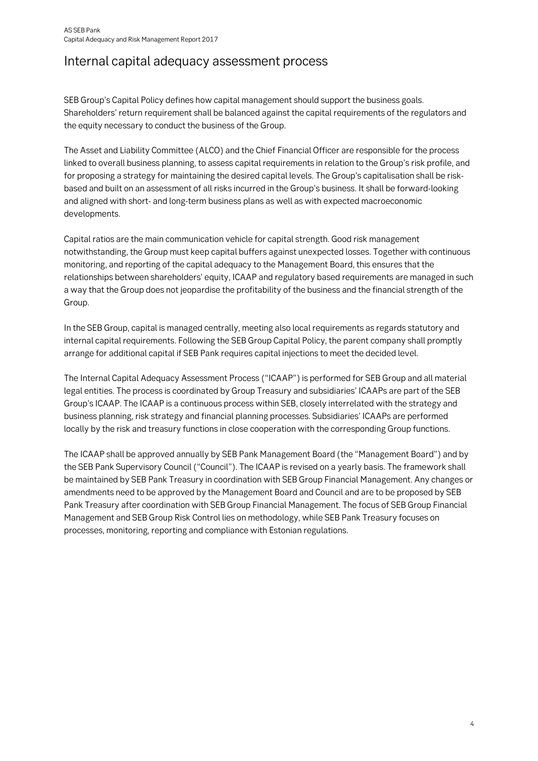# Internal capital adequacy assessment process

SEB Group's Capital Policy defines how capital management should support the business goals. Shareholders' return requirement shall be balanced against the capital requirements of the regulators and the equity necessary to conduct the business of the Group.

The Asset and Liability Committee (ALCO) and the Chief Financial Officer are responsible for the process linked to overall business planning, to assess capital requirements in relation to the Group's risk profile, and for proposing a strategy for maintaining the desired capital levels. The Group's capitalisation shall be risk-based and built on an assessment of all risks incurred in the Group's business. It shall be forward-looking and aligned with short- and long-term business plans as well as with expected macroeconomic developments.

Capital ratios are the main communication vehicle for capital strength. Good risk management notwithstanding, the Group must keep capital buffers against unexpected losses. Together with continuous monitoring, and reporting of the capital adequacy to the Management Board, this ensures that the relationships between shareholders' equity, ICAAP and regulatory based requirements are managed in such a way that the Group does not jeopardise the profitability of the business and the financial strength of the Group.

In the SEB Group, capital is managed centrally, meeting also local requirements as regards statutory and internal capital requirements. Following the SEB Group Capital Policy, the parent company shall promptly arrange for additional capital if SEB Pank requires capital injections to meet the decided level.

The Internal Capital Adequacy Assessment Process ("ICAAP") is performed for SEB Group and all material legal entities. The process is coordinated by Group Treasury and subsidiaries' ICAAPs are part of the SEB Group's ICAAP. The ICAAP is a continuous process within SEB, closely interrelated with the strategy and business planning, risk strategy and financial planning processes. Subsidiaries' ICAAPs are performed locally by the risk and treasury functions in close cooperation with the corresponding Group functions.

The ICAAP shall be approved annually by SEB Pank Management Board (the "Management Board") and by the SEB Pank Supervisory Council ("Council"). The ICAAP is revised on a yearly basis. The framework shall be maintained by SEB Pank Treasury in coordination with SEB Group Financial Management. Any changes or amendments need to be approved by the Management Board and Council and are to be proposed by SEB Pank Treasury after coordination with SEB Group Financial Management. The focus of SEB Group Financial Management and SEB Group Risk Control lies on methodology, while SEB Pank Treasury focuses on processes, monitoring, reporting and compliance with Estonian regulations.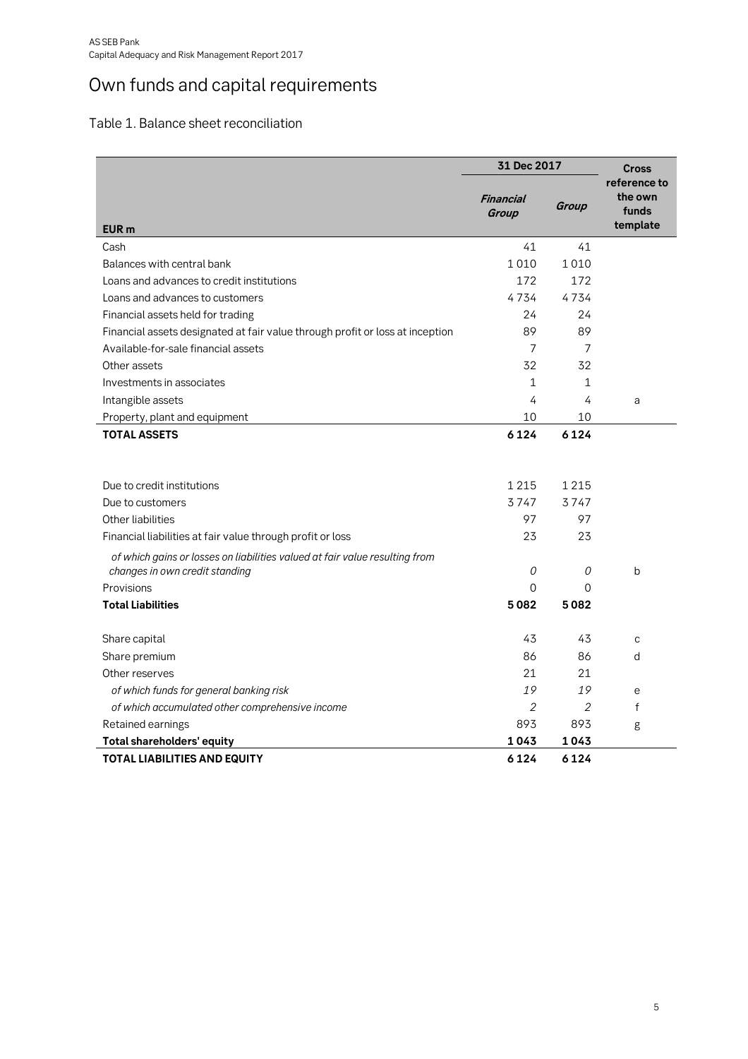# Own funds and capital requirements

## Table 1. Balance sheet reconciliation

| | 31 Dec 2017 | | Cross reference to the own funds template |
|---|---|---|---|
| EUR m | *Financial Group* | *Group* | |
| Cash | 41 | 41 | |
| Balances with central bank | 1 010 | 1 010 | |
| Loans and advances to credit institutions | 172 | 172 | |
| Loans and advances to customers | 4 734 | 4 734 | |
| Financial assets held for trading | 24 | 24 | |
| Financial assets designated at fair value through profit or loss at inception | 89 | 89 | |
| Available-for-sale financial assets | 7 | 7 | |
| Other assets | 32 | 32 | |
| Investments in associates | 1 | 1 | |
| Intangible assets | 4 | 4 | a |
| Property, plant and equipment | 10 | 10 | |
| **TOTAL ASSETS** | **6 124** | **6 124** | |
| | | | |
| Due to credit institutions | 1 215 | 1 215 | |
| Due to customers | 3 747 | 3 747 | |
| Other liabilities | 97 | 97 | |
| Financial liabilities at fair value through profit or loss | 23 | 23 | |
| *of which gains or losses on liabilities valued at fair value resulting from changes in own credit standing* | *0* | *0* | b |
| Provisions | 0 | 0 | |
| **Total Liabilities** | **5 082** | **5 082** | |
| | | | |
| Share capital | 43 | 43 | c |
| Share premium | 86 | 86 | d |
| Other reserves | 21 | 21 | |
| *of which funds for general banking risk* | *19* | *19* | e |
| *of which accumulated other comprehensive income* | *2* | *2* | f |
| Retained earnings | 893 | 893 | g |
| **Total shareholders' equity** | **1 043** | **1 043** | |
| **TOTAL LIABILITIES AND EQUITY** | **6 124** | **6 124** | |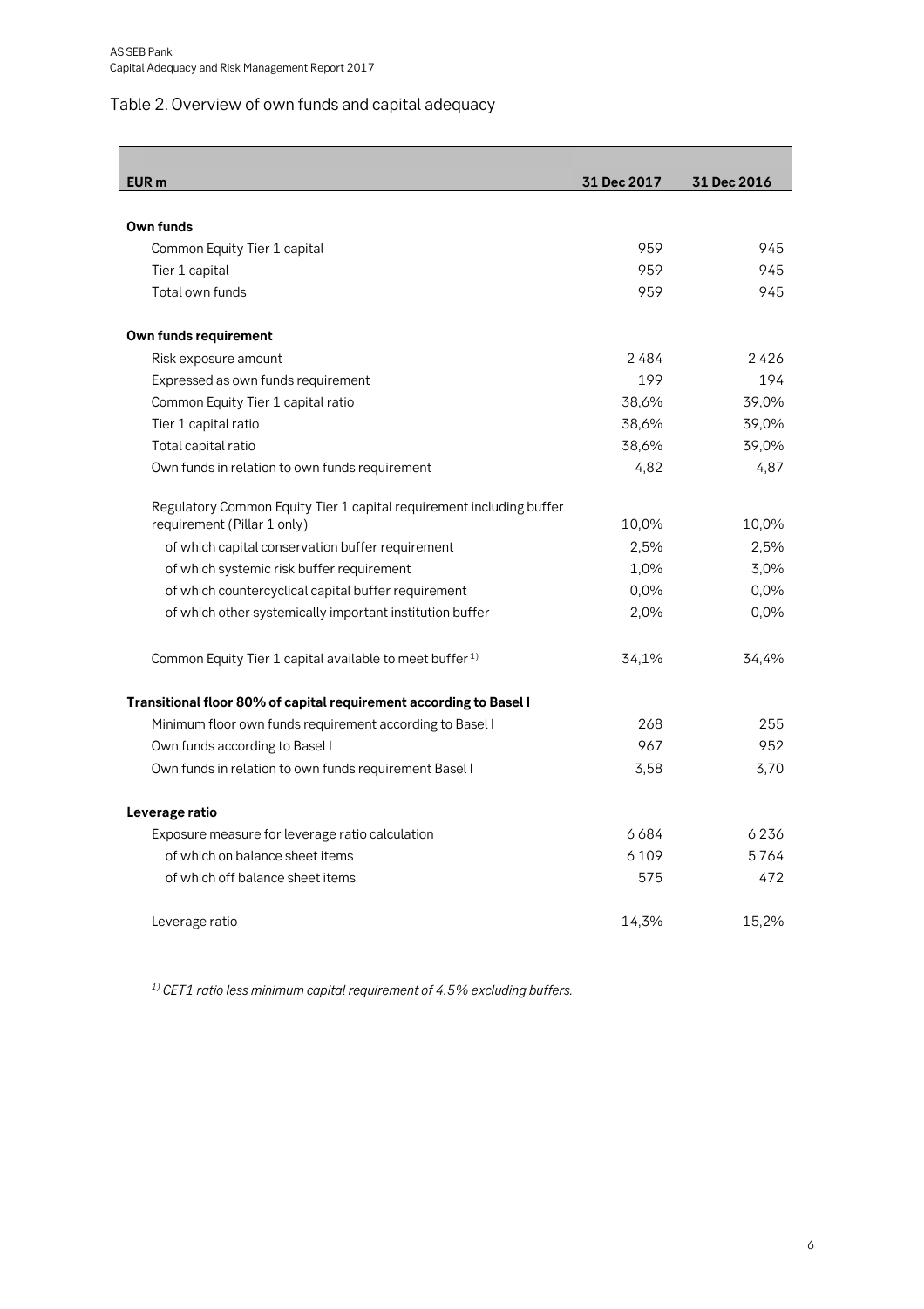## Table 2. Overview of own funds and capital adequacy

| EUR m | 31 Dec 2017 | 31 Dec 2016 |
|---|---|---|
| **Own funds** | | |
| Common Equity Tier 1 capital | 959 | 945 |
| Tier 1 capital | 959 | 945 |
| Total own funds | 959 | 945 |
| **Own funds requirement** | | |
| Risk exposure amount | 2 484 | 2 426 |
| Expressed as own funds requirement | 199 | 194 |
| Common Equity Tier 1 capital ratio | 38,6% | 39,0% |
| Tier 1 capital ratio | 38,6% | 39,0% |
| Total capital ratio | 38,6% | 39,0% |
| Own funds in relation to own funds requirement | 4,82 | 4,87 |
| Regulatory Common Equity Tier 1 capital requirement including buffer requirement (Pillar 1 only) | 10,0% | 10,0% |
| of which capital conservation buffer requirement | 2,5% | 2,5% |
| of which systemic risk buffer requirement | 1,0% | 3,0% |
| of which countercyclical capital buffer requirement | 0,0% | 0,0% |
| of which other systemically important institution buffer | 2,0% | 0,0% |
| Common Equity Tier 1 capital available to meet buffer [1] | 34,1% | 34,4% |
| **Transitional floor 80% of capital requirement according to Basel I** | | |
| Minimum floor own funds requirement according to Basel I | 268 | 255 |
| Own funds according to Basel I | 967 | 952 |
| Own funds in relation to own funds requirement Basel I | 3,58 | 3,70 |
| **Leverage ratio** | | |
| Exposure measure for leverage ratio calculation | 6 684 | 6 236 |
| of which on balance sheet items | 6 109 | 5 764 |
| of which off balance sheet items | 575 | 472 |
| Leverage ratio | 14,3% | 15,2% |

*[1] CET1 ratio less minimum capital requirement of 4.5% excluding buffers.*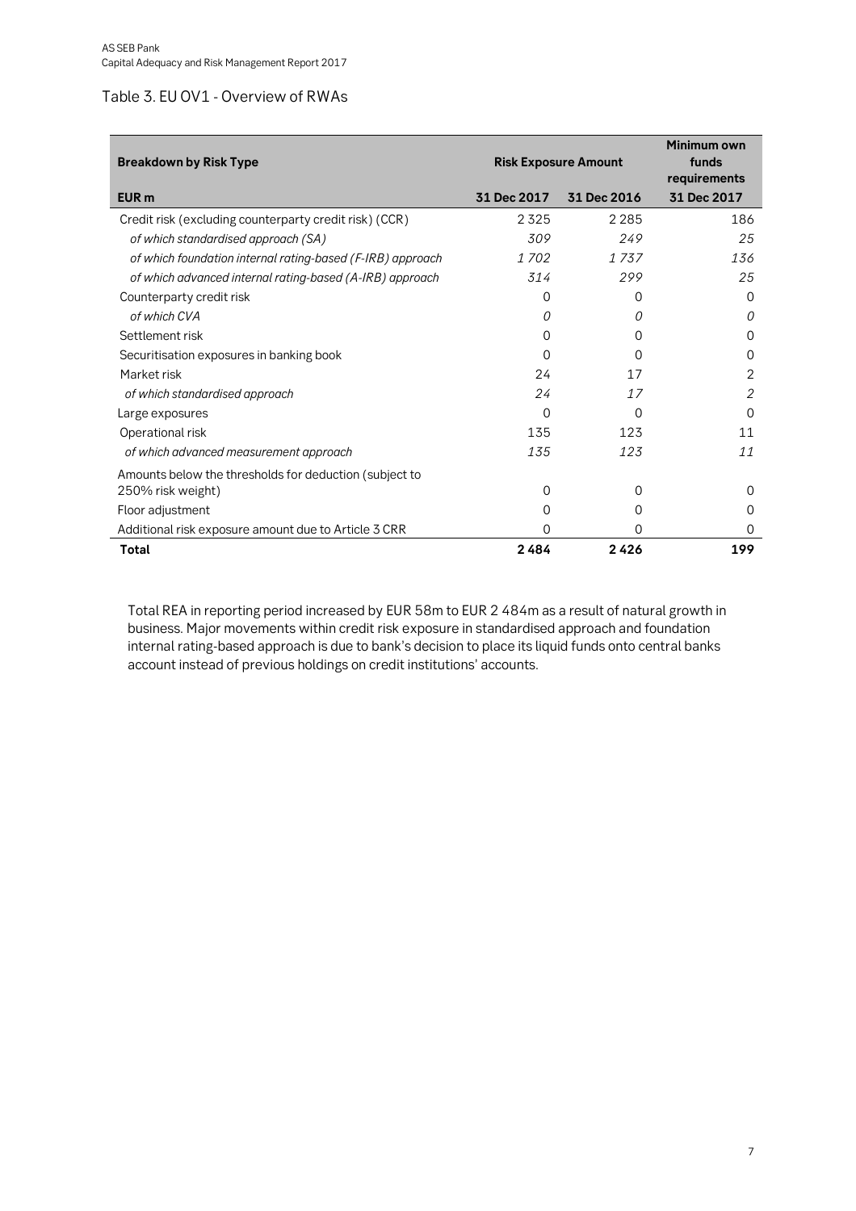## Table 3. EU OV1 - Overview of RWAs

| Breakdown by Risk Type | Risk Exposure Amount | | Minimum own funds requirements |
|---|---|---|---|
| **EUR m** | **31 Dec 2017** | **31 Dec 2016** | **31 Dec 2017** |
| Credit risk (excluding counterparty credit risk) (CCR) | 2 325 | 2 285 | 186 |
| *of which standardised approach (SA)* | *309* | *249* | *25* |
| *of which foundation internal rating-based (F-IRB) approach* | *1 702* | *1 737* | *136* |
| *of which advanced internal rating-based (A-IRB) approach* | *314* | *299* | *25* |
| Counterparty credit risk | 0 | 0 | 0 |
| *of which CVA* | *0* | *0* | *0* |
| Settlement risk | 0 | 0 | 0 |
| Securitisation exposures in banking book | 0 | 0 | 0 |
| Market risk | 24 | 17 | 2 |
| *of which standardised approach* | *24* | *17* | *2* |
| Large exposures | 0 | 0 | 0 |
| Operational risk | 135 | 123 | 11 |
| *of which advanced measurement approach* | *135* | *123* | *11* |
| Amounts below the thresholds for deduction (subject to 250% risk weight) | 0 | 0 | 0 |
| Floor adjustment | 0 | 0 | 0 |
| Additional risk exposure amount due to Article 3 CRR | 0 | 0 | 0 |
| **Total** | **2 484** | **2 426** | **199** |

Total REA in reporting period increased by EUR 58m to EUR 2 484m as a result of natural growth in business. Major movements within credit risk exposure in standardised approach and foundation internal rating-based approach is due to bank's decision to place its liquid funds onto central banks account instead of previous holdings on credit institutions' accounts.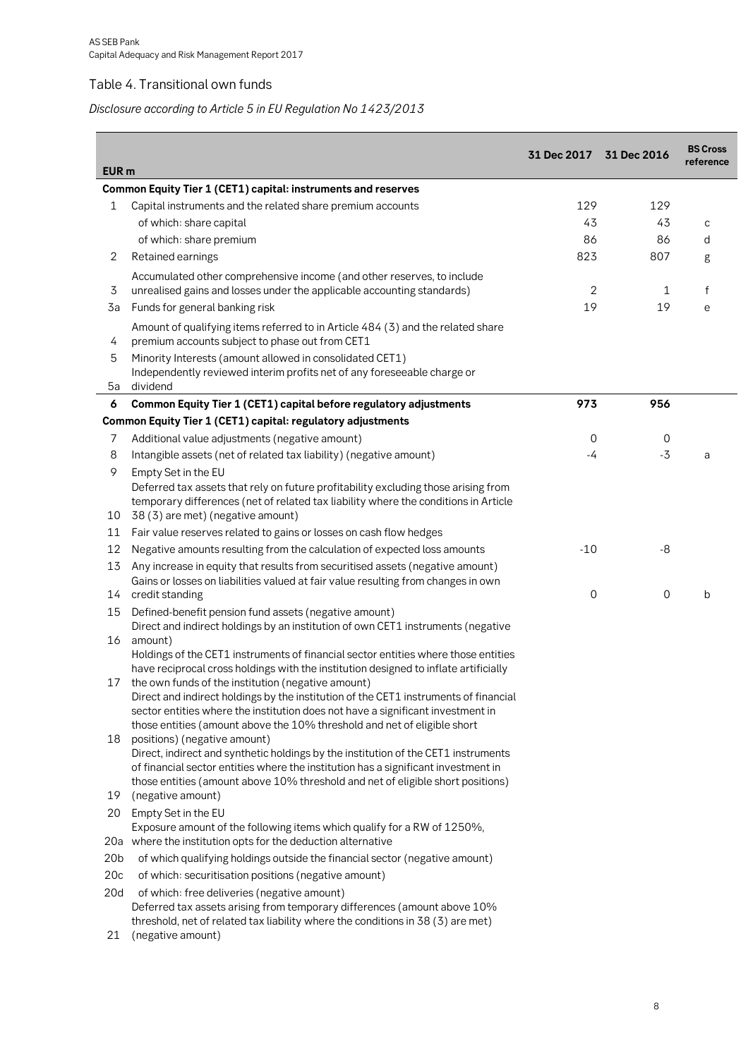## Table 4. Transitional own funds

*Disclosure according to Article 5 in EU Regulation No 1423/2013*

| EUR m | | 31 Dec 2017 | 31 Dec 2016 | BS Cross reference |
|---|---|---|---|---|
| | **Common Equity Tier 1 (CET1) capital: instruments and reserves** | | | |
| 1 | Capital instruments and the related share premium accounts | 129 | 129 | |
| | of which: share capital | 43 | 43 | c |
| | of which: share premium | 86 | 86 | d |
| 2 | Retained earnings | 823 | 807 | g |
| 3 | Accumulated other comprehensive income (and other reserves, to include unrealised gains and losses under the applicable accounting standards) | 2 | 1 | f |
| 3a | Funds for general banking risk | 19 | 19 | e |
| 4 | Amount of qualifying items referred to in Article 484 (3) and the related share premium accounts subject to phase out from CET1 | | | |
| 5 | Minority Interests (amount allowed in consolidated CET1) | | | |
| 5a | Independently reviewed interim profits net of any foreseeable charge or dividend | | | |
| **6** | **Common Equity Tier 1 (CET1) capital before regulatory adjustments** | **973** | **956** | |
| | **Common Equity Tier 1 (CET1) capital: regulatory adjustments** | | | |
| 7 | Additional value adjustments (negative amount) | 0 | 0 | |
| 8 | Intangible assets (net of related tax liability) (negative amount) | -4 | -3 | a |
| 9 | Empty Set in the EU | | | |
| 10 | Deferred tax assets that rely on future profitability excluding those arising from temporary differences (net of related tax liability where the conditions in Article 38 (3) are met) (negative amount) | | | |
| 11 | Fair value reserves related to gains or losses on cash flow hedges | | | |
| 12 | Negative amounts resulting from the calculation of expected loss amounts | -10 | -8 | |
| 13 | Any increase in equity that results from securitised assets (negative amount) | | | |
| 14 | Gains or losses on liabilities valued at fair value resulting from changes in own credit standing | 0 | 0 | b |
| 15 | Defined-benefit pension fund assets (negative amount) | | | |
| 16 | Direct and indirect holdings by an institution of own CET1 instruments (negative amount) | | | |
| 17 | Holdings of the CET1 instruments of financial sector entities where those entities have reciprocal cross holdings with the institution designed to inflate artificially the own funds of the institution (negative amount) | | | |
| 18 | Direct and indirect holdings by the institution of the CET1 instruments of financial sector entities where the institution does not have a significant investment in those entities (amount above the 10% threshold and net of eligible short positions) (negative amount) | | | |
| 19 | Direct, indirect and synthetic holdings by the institution of the CET1 instruments of financial sector entities where the institution has a significant investment in those entities (amount above 10% threshold and net of eligible short positions) (negative amount) | | | |
| 20 | Empty Set in the EU | | | |
| 20a | Exposure amount of the following items which qualify for a RW of 1250%, where the institution opts for the deduction alternative | | | |
| 20b | of which qualifying holdings outside the financial sector (negative amount) | | | |
| 20c | of which: securitisation positions (negative amount) | | | |
| 20d | of which: free deliveries (negative amount) | | | |
| 21 | Deferred tax assets arising from temporary differences (amount above 10% threshold, net of related tax liability where the conditions in 38 (3) are met) (negative amount) | | | |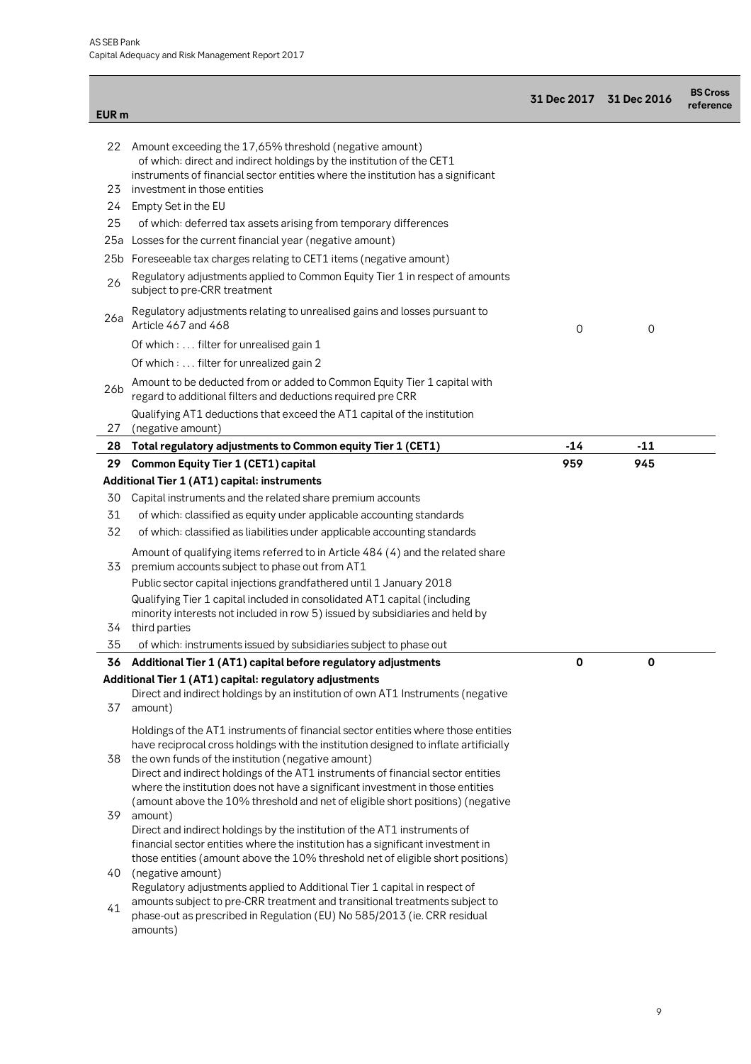| EUR m | | 31 Dec 2017 | 31 Dec 2016 | BS Cross reference |
|---|---|---|---|---|
| 22 | Amount exceeding the 17,65% threshold (negative amount) | | | |
| 23 | of which: direct and indirect holdings by the institution of the CET1 instruments of financial sector entities where the institution has a significant investment in those entities | | | |
| 24 | Empty Set in the EU | | | |
| 25 | of which: deferred tax assets arising from temporary differences | | | |
| 25a | Losses for the current financial year (negative amount) | | | |
| 25b | Foreseeable tax charges relating to CET1 items (negative amount) | | | |
| 26 | Regulatory adjustments applied to Common Equity Tier 1 in respect of amounts subject to pre-CRR treatment | | | |
| 26a | Regulatory adjustments relating to unrealised gains and losses pursuant to Article 467 and 468 | 0 | 0 | |
| | Of which : … filter for unrealised gain 1 | | | |
| | Of which : … filter for unrealized gain 2 | | | |
| 26b | Amount to be deducted from or added to Common Equity Tier 1 capital with regard to additional filters and deductions required pre CRR | | | |
| 27 | Qualifying AT1 deductions that exceed the AT1 capital of the institution (negative amount) | | | |
| **28** | **Total regulatory adjustments to Common equity Tier 1 (CET1)** | **-14** | **-11** | |
| **29** | **Common Equity Tier 1 (CET1) capital** | **959** | **945** | |
| | **Additional Tier 1 (AT1) capital: instruments** | | | |
| 30 | Capital instruments and the related share premium accounts | | | |
| 31 | of which: classified as equity under applicable accounting standards | | | |
| 32 | of which: classified as liabilities under applicable accounting standards | | | |
| 33 | Amount of qualifying items referred to in Article 484 (4) and the related share premium accounts subject to phase out from AT1 | | | |
| | Public sector capital injections grandfathered until 1 January 2018 | | | |
| 34 | Qualifying Tier 1 capital included in consolidated AT1 capital (including minority interests not included in row 5) issued by subsidiaries and held by third parties | | | |
| 35 | of which: instruments issued by subsidiaries subject to phase out | | | |
| **36** | **Additional Tier 1 (AT1) capital before regulatory adjustments** | **0** | **0** | |
| | **Additional Tier 1 (AT1) capital: regulatory adjustments** | | | |
| 37 | Direct and indirect holdings by an institution of own AT1 Instruments (negative amount) | | | |
| 38 | Holdings of the AT1 instruments of financial sector entities where those entities have reciprocal cross holdings with the institution designed to inflate artificially the own funds of the institution (negative amount) | | | |
| 39 | Direct and indirect holdings of the AT1 instruments of financial sector entities where the institution does not have a significant investment in those entities (amount above the 10% threshold and net of eligible short positions) (negative amount) | | | |
| 40 | Direct and indirect holdings by the institution of the AT1 instruments of financial sector entities where the institution has a significant investment in those entities (amount above the 10% threshold net of eligible short positions) (negative amount) | | | |
| 41 | Regulatory adjustments applied to Additional Tier 1 capital in respect of amounts subject to pre-CRR treatment and transitional treatments subject to phase-out as prescribed in Regulation (EU) No 585/2013 (ie. CRR residual amounts) | | | |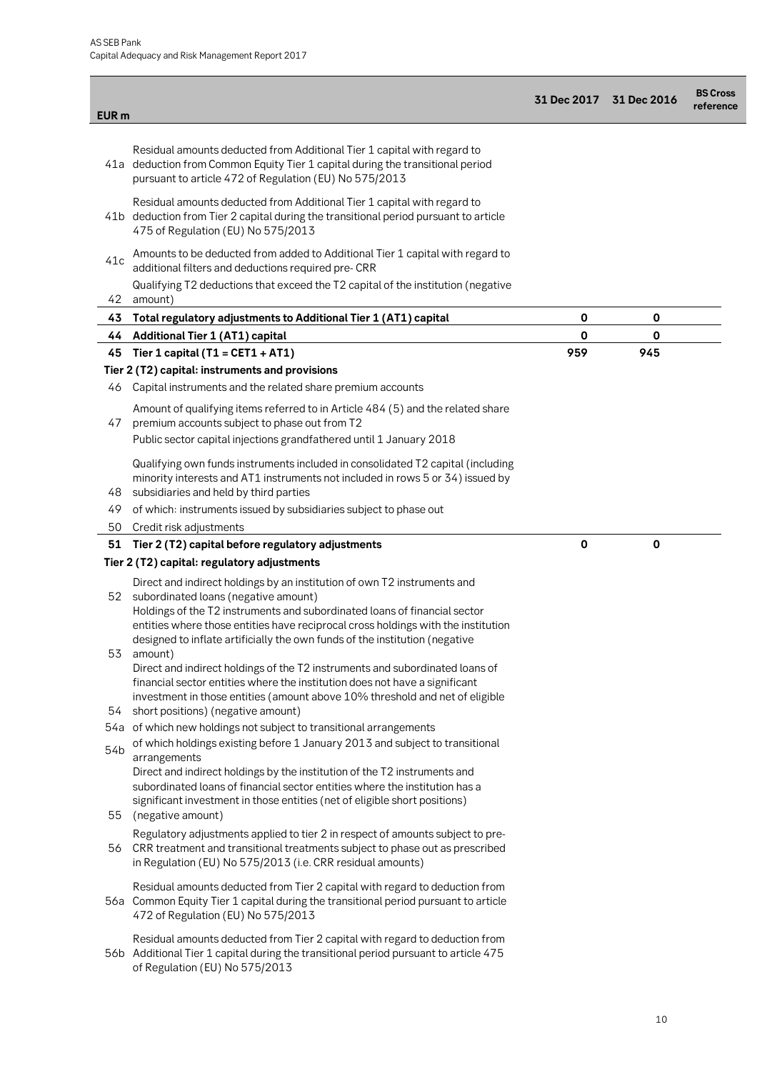| EUR m | | 31 Dec 2017 | 31 Dec 2016 | BS Cross reference |
|---|---|---|---|---|
| 41a | Residual amounts deducted from Additional Tier 1 capital with regard to deduction from Common Equity Tier 1 capital during the transitional period pursuant to article 472 of Regulation (EU) No 575/2013 | | | |
| 41b | Residual amounts deducted from Additional Tier 1 capital with regard to deduction from Tier 2 capital during the transitional period pursuant to article 475 of Regulation (EU) No 575/2013 | | | |
| 41c | Amounts to be deducted from added to Additional Tier 1 capital with regard to additional filters and deductions required pre- CRR | | | |
| 42 | Qualifying T2 deductions that exceed the T2 capital of the institution (negative amount) | | | |
| **43** | **Total regulatory adjustments to Additional Tier 1 (AT1) capital** | **0** | **0** | |
| **44** | **Additional Tier 1 (AT1) capital** | **0** | **0** | |
| **45** | **Tier 1 capital (T1 = CET1 + AT1)** | **959** | **945** | |
| | **Tier 2 (T2) capital: instruments and provisions** | | | |
| 46 | Capital instruments and the related share premium accounts | | | |
| 47 | Amount of qualifying items referred to in Article 484 (5) and the related share premium accounts subject to phase out from T2<br>Public sector capital injections grandfathered until 1 January 2018 | | | |
| 48 | Qualifying own funds instruments included in consolidated T2 capital (including minority interests and AT1 instruments not included in rows 5 or 34) issued by subsidiaries and held by third parties | | | |
| 49 | of which: instruments issued by subsidiaries subject to phase out | | | |
| 50 | Credit risk adjustments | | | |
| **51** | **Tier 2 (T2) capital before regulatory adjustments** | **0** | **0** | |
| | **Tier 2 (T2) capital: regulatory adjustments** | | | |
| 52 | Direct and indirect holdings by an institution of own T2 instruments and subordinated loans (negative amount) | | | |
| 53 | Holdings of the T2 instruments and subordinated loans of financial sector entities where those entities have reciprocal cross holdings with the institution designed to inflate artificially the own funds of the institution (negative amount) | | | |
| 54 | Direct and indirect holdings of the T2 instruments and subordinated loans of financial sector entities where the institution does not have a significant investment in those entities (amount above 10% threshold and net of eligible short positions) (negative amount) | | | |
| 54a | of which new holdings not subject to transitional arrangements | | | |
| 54b | of which holdings existing before 1 January 2013 and subject to transitional arrangements | | | |
| 55 | Direct and indirect holdings by the institution of the T2 instruments and subordinated loans of financial sector entities where the institution has a significant investment in those entities (net of eligible short positions) (negative amount) | | | |
| 56 | Regulatory adjustments applied to tier 2 in respect of amounts subject to pre-CRR treatment and transitional treatments subject to phase out as prescribed in Regulation (EU) No 575/2013 (i.e. CRR residual amounts) | | | |
| 56a | Residual amounts deducted from Tier 2 capital with regard to deduction from Common Equity Tier 1 capital during the transitional period pursuant to article 472 of Regulation (EU) No 575/2013 | | | |
| 56b | Residual amounts deducted from Tier 2 capital with regard to deduction from Additional Tier 1 capital during the transitional period pursuant to article 475 of Regulation (EU) No 575/2013 | | | |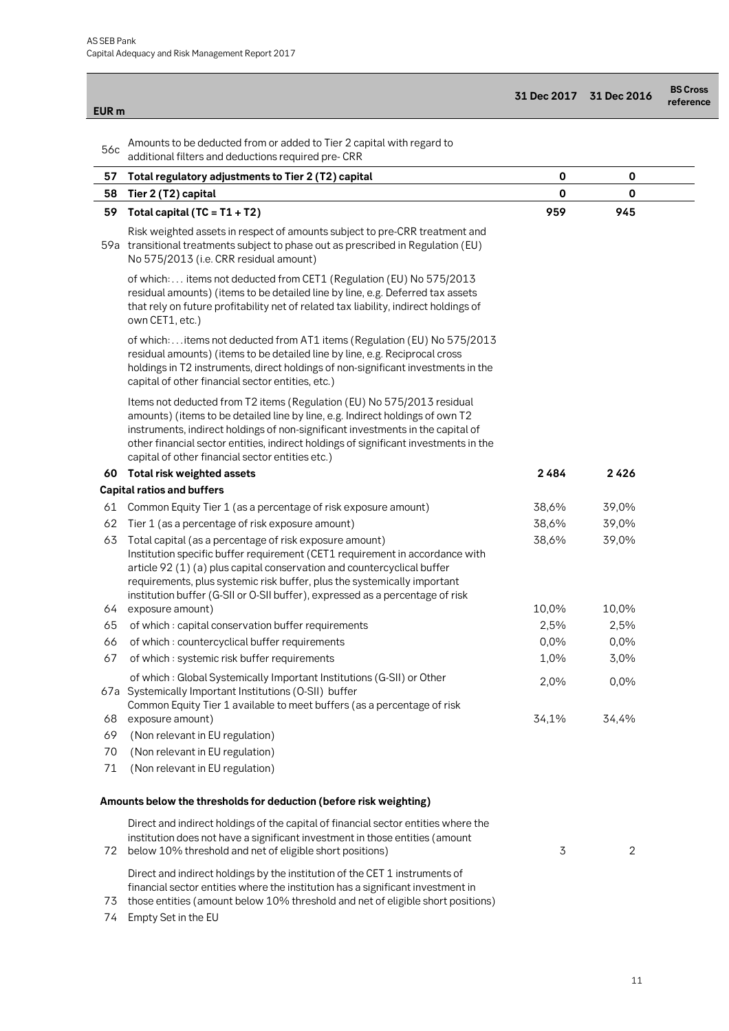| | EUR m | 31 Dec 2017 | 31 Dec 2016 | BS Cross reference |
|---|---|---|---|---|
| 56c | Amounts to be deducted from or added to Tier 2 capital with regard to additional filters and deductions required pre- CRR | | | |
| **57** | **Total regulatory adjustments to Tier 2 (T2) capital** | **0** | **0** | |
| **58** | **Tier 2 (T2) capital** | **0** | **0** | |
| **59** | **Total capital (TC = T1 + T2)** | **959** | **945** | |
| 59a | Risk weighted assets in respect of amounts subject to pre-CRR treatment and transitional treatments subject to phase out as prescribed in Regulation (EU) No 575/2013 (i.e. CRR residual amount) | | | |
| | of which:… items not deducted from CET1 (Regulation (EU) No 575/2013 residual amounts) (items to be detailed line by line, e.g. Deferred tax assets that rely on future profitability net of related tax liability, indirect holdings of own CET1, etc.) | | | |
| | of which:… items not deducted from AT1 items (Regulation (EU) No 575/2013 residual amounts) (items to be detailed line by line, e.g. Reciprocal cross holdings in T2 instruments, direct holdings of non-significant investments in the capital of other financial sector entities, etc.) | | | |
| | Items not deducted from T2 items (Regulation (EU) No 575/2013 residual amounts) (items to be detailed line by line, e.g. Indirect holdings of own T2 instruments, indirect holdings of non-significant investments in the capital of other financial sector entities, indirect holdings of significant investments in the capital of other financial sector entities etc.) | | | |
| **60** | **Total risk weighted assets** | **2 484** | **2 426** | |
| | **Capital ratios and buffers** | | | |
| 61 | Common Equity Tier 1 (as a percentage of risk exposure amount) | 38,6% | 39,0% | |
| 62 | Tier 1 (as a percentage of risk exposure amount) | 38,6% | 39,0% | |
| 63 | Total capital (as a percentage of risk exposure amount) | 38,6% | 39,0% | |
| 64 | Institution specific buffer requirement (CET1 requirement in accordance with article 92 (1) (a) plus capital conservation and countercyclical buffer requirements, plus systemic risk buffer, plus the systemically important institution buffer (G-SII or O-SII buffer), expressed as a percentage of risk exposure amount) | 10,0% | 10,0% | |
| 65 | of which : capital conservation buffer requirements | 2,5% | 2,5% | |
| 66 | of which : countercyclical buffer requirements | 0,0% | 0,0% | |
| 67 | of which : systemic risk buffer requirements | 1,0% | 3,0% | |
| 67a | of which : Global Systemically Important Institutions (G-SII) or Other Systemically Important Institutions (O-SII) buffer | 2,0% | 0,0% | |
| 68 | Common Equity Tier 1 available to meet buffers (as a percentage of risk exposure amount) | 34,1% | 34,4% | |
| 69 | (Non relevant in EU regulation) | | | |
| 70 | (Non relevant in EU regulation) | | | |
| 71 | (Non relevant in EU regulation) | | | |
| | **Amounts below the thresholds for deduction (before risk weighting)** | | | |
| 72 | Direct and indirect holdings of the capital of financial sector entities where the institution does not have a significant investment in those entities (amount below 10% threshold and net of eligible short positions) | 3 | 2 | |
| 73 | Direct and indirect holdings by the institution of the CET 1 instruments of financial sector entities where the institution has a significant investment in those entities (amount below 10% threshold and net of eligible short positions) | | | |
| 74 | Empty Set in the EU | | | |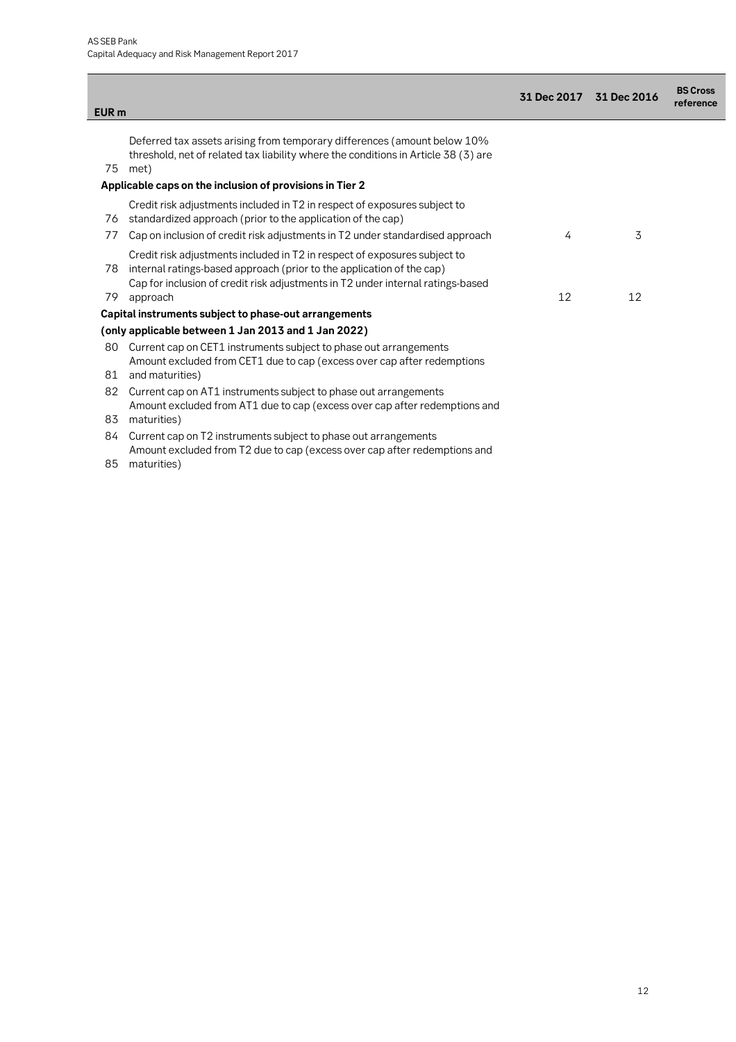| EUR m | | 31 Dec 2017 | 31 Dec 2016 | BS Cross reference |
|---|---|---|---|---|
| 75 | Deferred tax assets arising from temporary differences (amount below 10% threshold, net of related tax liability where the conditions in Article 38 (3) are met) | | | |
| | **Applicable caps on the inclusion of provisions in Tier 2** | | | |
| 76 | Credit risk adjustments included in T2 in respect of exposures subject to standardized approach (prior to the application of the cap) | | | |
| 77 | Cap on inclusion of credit risk adjustments in T2 under standardised approach | 4 | 3 | |
| 78 | Credit risk adjustments included in T2 in respect of exposures subject to internal ratings-based approach (prior to the application of the cap) | | | |
| 79 | Cap for inclusion of credit risk adjustments in T2 under internal ratings-based approach | 12 | 12 | |
| | **Capital instruments subject to phase-out arrangements** | | | |
| | **(only applicable between 1 Jan 2013 and 1 Jan 2022)** | | | |
| 80 | Current cap on CET1 instruments subject to phase out arrangements | | | |
| 81 | Amount excluded from CET1 due to cap (excess over cap after redemptions and maturities) | | | |
| 82 | Current cap on AT1 instruments subject to phase out arrangements | | | |
| 83 | Amount excluded from AT1 due to cap (excess over cap after redemptions and maturities) | | | |
| 84 | Current cap on T2 instruments subject to phase out arrangements | | | |
| 85 | Amount excluded from T2 due to cap (excess over cap after redemptions and maturities) | | | |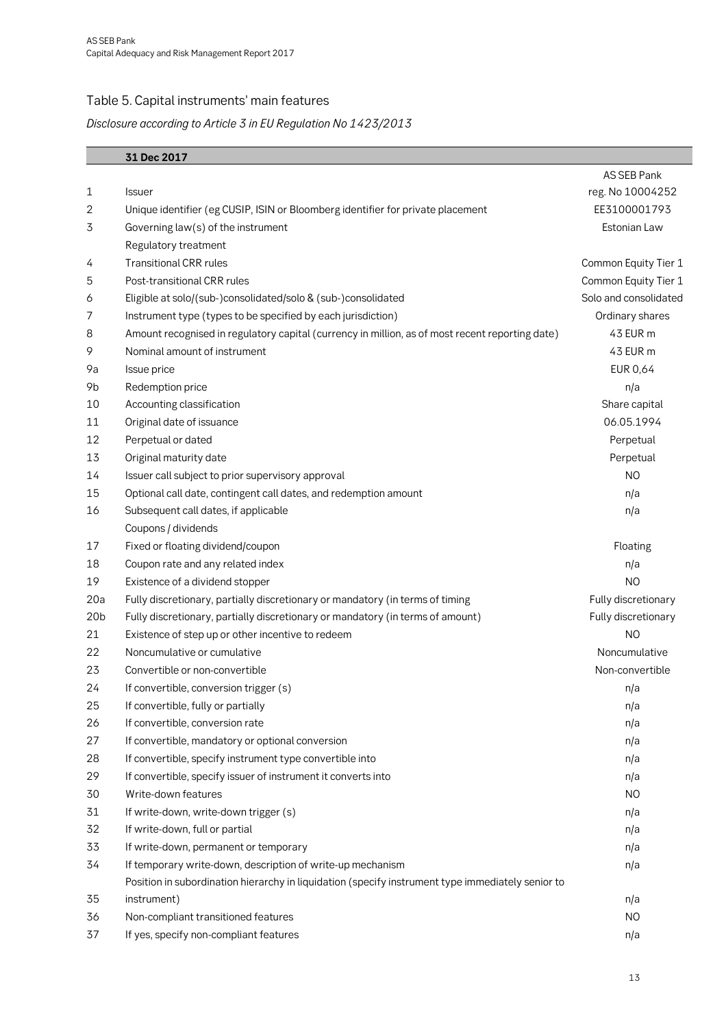## Table 5. Capital instruments' main features

*Disclosure according to Article 3 in EU Regulation No 1423/2013*

| | 31 Dec 2017 | |
|---|---|---|
| | | AS SEB Pank |
| 1 | Issuer | reg. No 10004252 |
| 2 | Unique identifier (eg CUSIP, ISIN or Bloomberg identifier for private placement | EE3100001793 |
| 3 | Governing law(s) of the instrument | Estonian Law |
| | Regulatory treatment | |
| 4 | Transitional CRR rules | Common Equity Tier 1 |
| 5 | Post-transitional CRR rules | Common Equity Tier 1 |
| 6 | Eligible at solo/(sub-)consolidated/solo & (sub-)consolidated | Solo and consolidated |
| 7 | Instrument type (types to be specified by each jurisdiction) | Ordinary shares |
| 8 | Amount recognised in regulatory capital (currency in million, as of most recent reporting date) | 43 EUR m |
| 9 | Nominal amount of instrument | 43 EUR m |
| 9a | Issue price | EUR 0,64 |
| 9b | Redemption price | n/a |
| 10 | Accounting classification | Share capital |
| 11 | Original date of issuance | 06.05.1994 |
| 12 | Perpetual or dated | Perpetual |
| 13 | Original maturity date | Perpetual |
| 14 | Issuer call subject to prior supervisory approval | NO |
| 15 | Optional call date, contingent call dates, and redemption amount | n/a |
| 16 | Subsequent call dates, if applicable | n/a |
| | Coupons / dividends | |
| 17 | Fixed or floating dividend/coupon | Floating |
| 18 | Coupon rate and any related index | n/a |
| 19 | Existence of a dividend stopper | NO |
| 20a | Fully discretionary, partially discretionary or mandatory (in terms of timing | Fully discretionary |
| 20b | Fully discretionary, partially discretionary or mandatory (in terms of amount) | Fully discretionary |
| 21 | Existence of step up or other incentive to redeem | NO |
| 22 | Noncumulative or cumulative | Noncumulative |
| 23 | Convertible or non-convertible | Non-convertible |
| 24 | If convertible, conversion trigger (s) | n/a |
| 25 | If convertible, fully or partially | n/a |
| 26 | If convertible, conversion rate | n/a |
| 27 | If convertible, mandatory or optional conversion | n/a |
| 28 | If convertible, specify instrument type convertible into | n/a |
| 29 | If convertible, specify issuer of instrument it converts into | n/a |
| 30 | Write-down features | NO |
| 31 | If write-down, write-down trigger (s) | n/a |
| 32 | If write-down, full or partial | n/a |
| 33 | If write-down, permanent or temporary | n/a |
| 34 | If temporary write-down, description of write-up mechanism | n/a |
| 35 | Position in subordination hierarchy in liquidation (specify instrument type immediately senior to instrument) | n/a |
| 36 | Non-compliant transitioned features | NO |
| 37 | If yes, specify non-compliant features | n/a |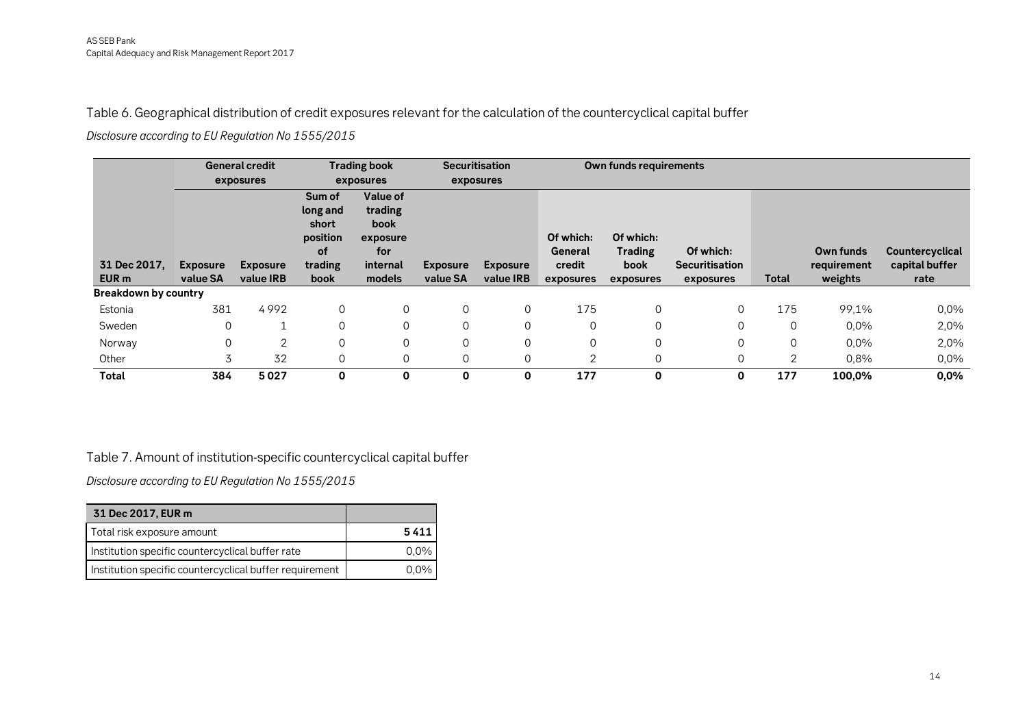## Table 6. Geographical distribution of credit exposures relevant for the calculation of the countercyclical capital buffer

*Disclosure according to EU Regulation No 1555/2015*

| | General credit exposures | | Trading book exposures | | Securitisation exposures | | Own funds requirements | | | | | |
|---|---|---|---|---|---|---|---|---|---|---|---|---|
| 31 Dec 2017, EUR m | Exposure value SA | Exposure value IRB | Sum of long and short position of trading book | Value of trading book exposure for internal models | Exposure value SA | Exposure value IRB | Of which: General credit exposures | Of which: Trading book exposures | Of which: Securitisation exposures | Total | Own funds requirement weights | Countercyclical capital buffer rate |
| **Breakdown by country** | | | | | | | | | | | | |
| Estonia | 381 | 4 992 | 0 | 0 | 0 | 0 | 175 | 0 | 0 | 175 | 99,1% | 0,0% |
| Sweden | 0 | 1 | 0 | 0 | 0 | 0 | 0 | 0 | 0 | 0 | 0,0% | 2,0% |
| Norway | 0 | 2 | 0 | 0 | 0 | 0 | 0 | 0 | 0 | 0 | 0,0% | 2,0% |
| Other | 3 | 32 | 0 | 0 | 0 | 0 | 2 | 0 | 0 | 2 | 0,8% | 0,0% |
| **Total** | **384** | **5 027** | **0** | **0** | **0** | **0** | **177** | **0** | **0** | **177** | **100,0%** | **0,0%** |

## Table 7. Amount of institution-specific countercyclical capital buffer

*Disclosure according to EU Regulation No 1555/2015*

| 31 Dec 2017, EUR m | |
|---|---|
| Total risk exposure amount | **5 411** |
| Institution specific countercyclical buffer rate | 0,0% |
| Institution specific countercyclical buffer requirement | 0,0% |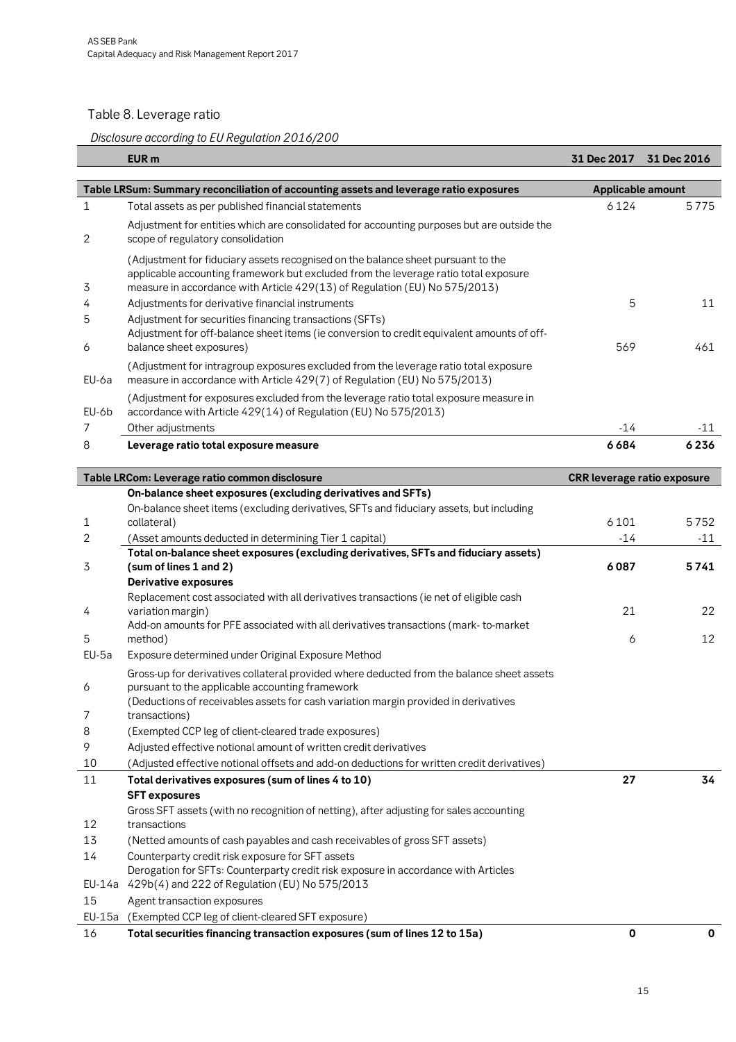## Table 8. Leverage ratio

*Disclosure according to EU Regulation 2016/200*

| | EUR m | 31 Dec 2017 | 31 Dec 2016 |
|---|---|---|---|
| | **Table LRSum: Summary reconciliation of accounting assets and leverage ratio exposures** | **Applicable amount** | |
| 1 | Total assets as per published financial statements | 6 124 | 5 775 |
| 2 | Adjustment for entities which are consolidated for accounting purposes but are outside the scope of regulatory consolidation | | |
| 3 | (Adjustment for fiduciary assets recognised on the balance sheet pursuant to the applicable accounting framework but excluded from the leverage ratio total exposure measure in accordance with Article 429(13) of Regulation (EU) No 575/2013) | | |
| 4 | Adjustments for derivative financial instruments | 5 | 11 |
| 5 | Adjustment for securities financing transactions (SFTs) | | |
| 6 | Adjustment for off-balance sheet items (ie conversion to credit equivalent amounts of off-balance sheet exposures) | 569 | 461 |
| EU-6a | (Adjustment for intragroup exposures excluded from the leverage ratio total exposure measure in accordance with Article 429(7) of Regulation (EU) No 575/2013) | | |
| EU-6b | (Adjustment for exposures excluded from the leverage ratio total exposure measure in accordance with Article 429(14) of Regulation (EU) No 575/2013) | | |
| 7 | Other adjustments | -14 | -11 |
| 8 | **Leverage ratio total exposure measure** | **6 684** | **6 236** |

| | **Table LRCom: Leverage ratio common disclosure** | **CRR leverage ratio exposure** | |
|---|---|---|---|
| | **On-balance sheet exposures (excluding derivatives and SFTs)** | | |
| 1 | On-balance sheet items (excluding derivatives, SFTs and fiduciary assets, but including collateral) | 6 101 | 5 752 |
| 2 | (Asset amounts deducted in determining Tier 1 capital) | -14 | -11 |
| 3 | **Total on-balance sheet exposures (excluding derivatives, SFTs and fiduciary assets) (sum of lines 1 and 2)** | **6 087** | **5 741** |
| | **Derivative exposures** | | |
| 4 | Replacement cost associated with all derivatives transactions (ie net of eligible cash variation margin) | 21 | 22 |
| 5 | Add-on amounts for PFE associated with all derivatives transactions (mark- to-market method) | 6 | 12 |
| EU-5a | Exposure determined under Original Exposure Method | | |
| 6 | Gross-up for derivatives collateral provided where deducted from the balance sheet assets pursuant to the applicable accounting framework | | |
| 7 | (Deductions of receivables assets for cash variation margin provided in derivatives transactions) | | |
| 8 | (Exempted CCP leg of client-cleared trade exposures) | | |
| 9 | Adjusted effective notional amount of written credit derivatives | | |
| 10 | (Adjusted effective notional offsets and add-on deductions for written credit derivatives) | | |
| 11 | **Total derivatives exposures (sum of lines 4 to 10)** | **27** | **34** |
| | **SFT exposures** | | |
| 12 | Gross SFT assets (with no recognition of netting), after adjusting for sales accounting transactions | | |
| 13 | (Netted amounts of cash payables and cash receivables of gross SFT assets) | | |
| 14 | Counterparty credit risk exposure for SFT assets | | |
| EU-14a | Derogation for SFTs: Counterparty credit risk exposure in accordance with Articles 429b(4) and 222 of Regulation (EU) No 575/2013 | | |
| 15 | Agent transaction exposures | | |
| EU-15a | (Exempted CCP leg of client-cleared SFT exposure) | | |
| 16 | **Total securities financing transaction exposures (sum of lines 12 to 15a)** | **0** | **0** |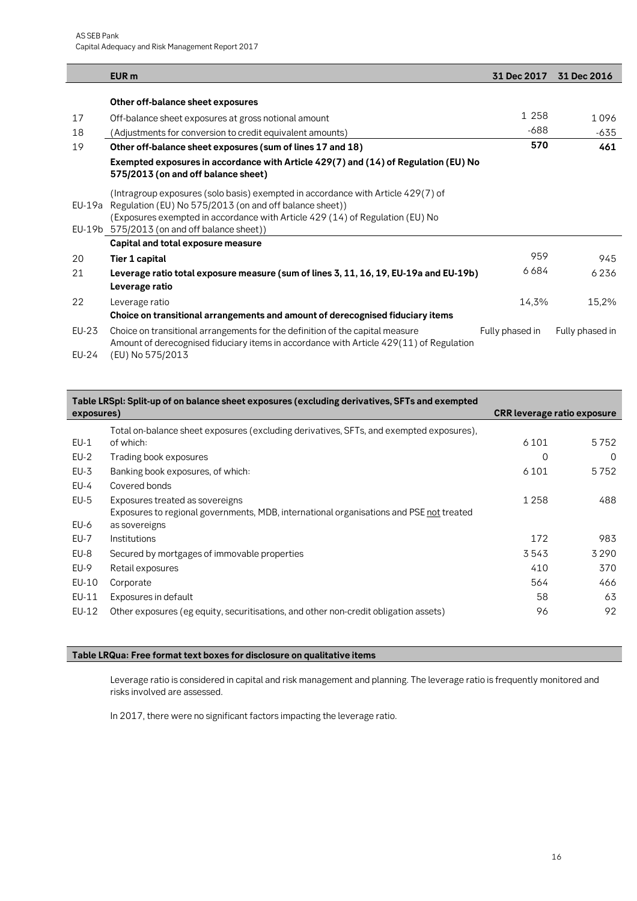| | EUR m | 31 Dec 2017 | 31 Dec 2016 |
|---|---|---|---|
| | **Other off-balance sheet exposures** | | |
| 17 | Off-balance sheet exposures at gross notional amount | 1 258 | 1096 |
| 18 | (Adjustments for conversion to credit equivalent amounts) | -688 | -635 |
| 19 | **Other off-balance sheet exposures (sum of lines 17 and 18)** | **570** | **461** |
| | **Exempted exposures in accordance with Article 429(7) and (14) of Regulation (EU) No 575/2013 (on and off balance sheet)** | | |
| EU-19a | (Intragroup exposures (solo basis) exempted in accordance with Article 429(7) of Regulation (EU) No 575/2013 (on and off balance sheet)) | | |
| EU-19b | (Exposures exempted in accordance with Article 429 (14) of Regulation (EU) No 575/2013 (on and off balance sheet)) | | |
| | **Capital and total exposure measure** | | |
| 20 | **Tier 1 capital** | 959 | 945 |
| 21 | **Leverage ratio total exposure measure (sum of lines 3, 11, 16, 19, EU-19a and EU-19b)** | 6684 | 6236 |
| | **Leverage ratio** | | |
| 22 | Leverage ratio | 14,3% | 15,2% |
| | **Choice on transitional arrangements and amount of derecognised fiduciary items** | | |
| EU-23 | Choice on transitional arrangements for the definition of the capital measure | Fully phased in | Fully phased in |
| EU-24 | Amount of derecognised fiduciary items in accordance with Article 429(11) of Regulation (EU) No 575/2013 | | |

| **Table LRSpl: Split-up of on balance sheet exposures (excluding derivatives, SFTs and exempted exposures)** | | **CRR leverage ratio exposure** | |
|---|---|---|---|
| EU-1 | Total on-balance sheet exposures (excluding derivatives, SFTs, and exempted exposures), of which: | 6101 | 5752 |
| EU-2 | Trading book exposures | 0 | 0 |
| EU-3 | Banking book exposures, of which: | 6101 | 5752 |
| EU-4 | Covered bonds | | |
| EU-5 | Exposures treated as sovereigns | 1258 | 488 |
| EU-6 | Exposures to regional governments, MDB, international organisations and PSE not treated as sovereigns | | |
| EU-7 | Institutions | 172 | 983 |
| EU-8 | Secured by mortgages of immovable properties | 3543 | 3290 |
| EU-9 | Retail exposures | 410 | 370 |
| EU-10 | Corporate | 564 | 466 |
| EU-11 | Exposures in default | 58 | 63 |
| EU-12 | Other exposures (eg equity, securitisations, and other non-credit obligation assets) | 96 | 92 |

**Table LRQua: Free format text boxes for disclosure on qualitative items**

Leverage ratio is considered in capital and risk management and planning. The leverage ratio is frequently monitored and risks involved are assessed.

In 2017, there were no significant factors impacting the leverage ratio.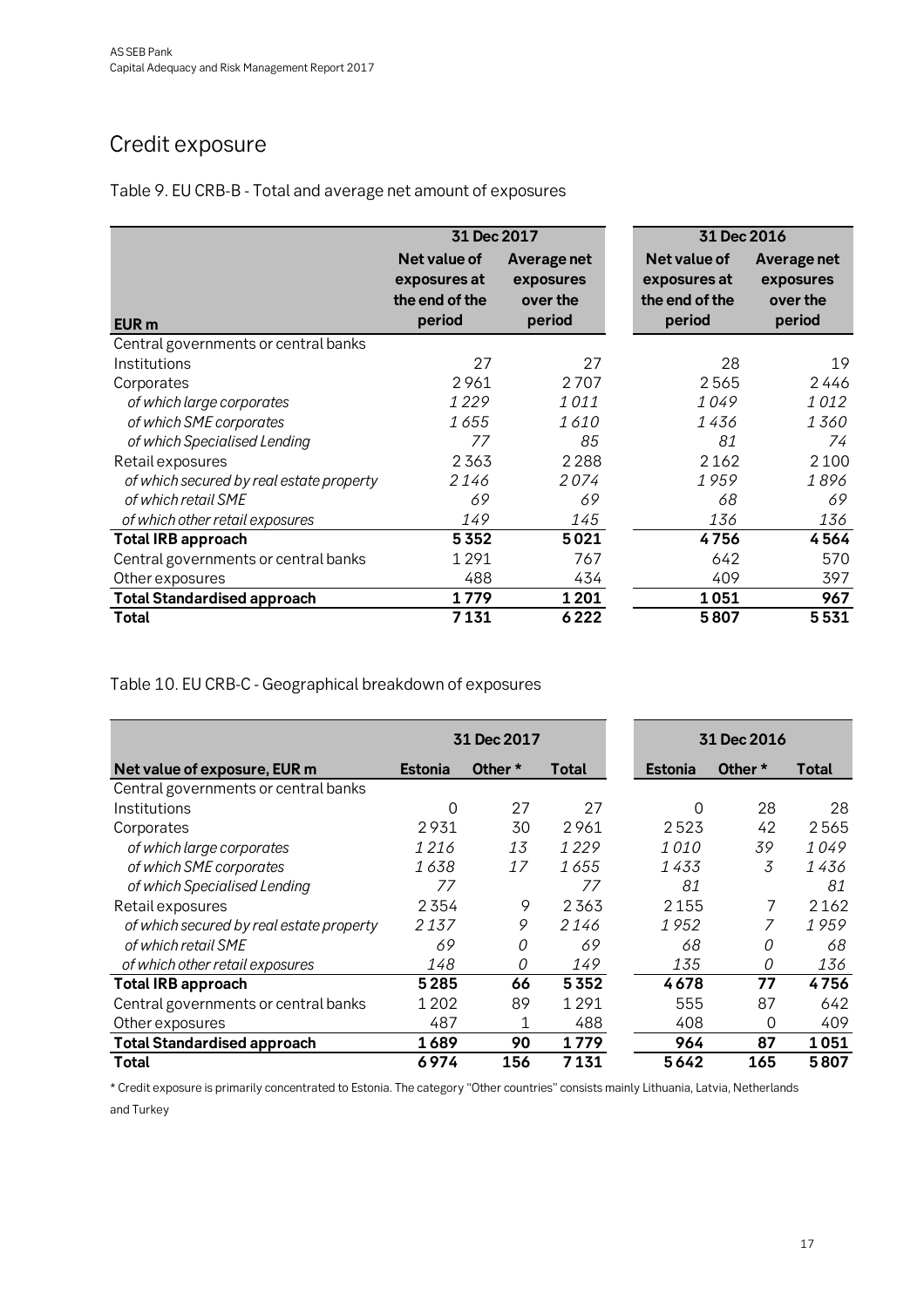# Credit exposure

Table 9. EU CRB-B - Total and average net amount of exposures

| | 31 Dec 2017 | | 31 Dec 2016 | |
|---|---|---|---|---|
| **EUR m** | **Net value of exposures at the end of the period** | **Average net exposures over the period** | **Net value of exposures at the end of the period** | **Average net exposures over the period** |
| Central governments or central banks | | | | |
| Institutions | 27 | 27 | 28 | 19 |
| Corporates | 2 961 | 2 707 | 2 565 | 2 446 |
| *of which large corporates* | *1 229* | *1 011* | *1 049* | *1 012* |
| *of which SME corporates* | *1 655* | *1 610* | *1 436* | *1 360* |
| *of which Specialised Lending* | *77* | *85* | *81* | *74* |
| Retail exposures | 2 363 | 2 288 | 2 162 | 2 100 |
| *of which secured by real estate property* | *2 146* | *2 074* | *1 959* | *1 896* |
| *of which retail SME* | *69* | *69* | *68* | *69* |
| *of which other retail exposures* | *149* | *145* | *136* | *136* |
| **Total IRB approach** | **5 352** | **5 021** | **4 756** | **4 564** |
| Central governments or central banks | 1 291 | 767 | 642 | 570 |
| Other exposures | 488 | 434 | 409 | 397 |
| **Total Standardised approach** | **1 779** | **1 201** | **1 051** | **967** |
| **Total** | **7 131** | **6 222** | **5 807** | **5 531** |

Table 10. EU CRB-C - Geographical breakdown of exposures

| | 31 Dec 2017 | | | 31 Dec 2016 | | |
|---|---|---|---|---|---|---|
| **Net value of exposure, EUR m** | **Estonia** | **Other \*** | **Total** | **Estonia** | **Other \*** | **Total** |
| Central governments or central banks | | | | | | |
| Institutions | 0 | 27 | 27 | 0 | 28 | 28 |
| Corporates | 2 931 | 30 | 2 961 | 2 523 | 42 | 2 565 |
| *of which large corporates* | *1 216* | *13* | *1 229* | *1 010* | *39* | *1 049* |
| *of which SME corporates* | *1 638* | *17* | *1 655* | *1 433* | *3* | *1 436* |
| *of which Specialised Lending* | *77* | | *77* | *81* | | *81* |
| Retail exposures | 2 354 | 9 | 2 363 | 2 155 | 7 | 2 162 |
| *of which secured by real estate property* | *2 137* | *9* | *2 146* | *1 952* | *7* | *1 959* |
| *of which retail SME* | *69* | *0* | *69* | *68* | *0* | *68* |
| *of which other retail exposures* | *148* | *0* | *149* | *135* | *0* | *136* |
| **Total IRB approach** | **5 285** | **66** | **5 352** | **4 678** | **77** | **4 756** |
| Central governments or central banks | 1 202 | 89 | 1 291 | 555 | 87 | 642 |
| Other exposures | 487 | 1 | 488 | 408 | 0 | 409 |
| **Total Standardised approach** | **1 689** | **90** | **1 779** | **964** | **87** | **1 051** |
| **Total** | **6 974** | **156** | **7 131** | **5 642** | **165** | **5 807** |

\* Credit exposure is primarily concentrated to Estonia. The category "Other countries" consists mainly Lithuania, Latvia, Netherlands and Turkey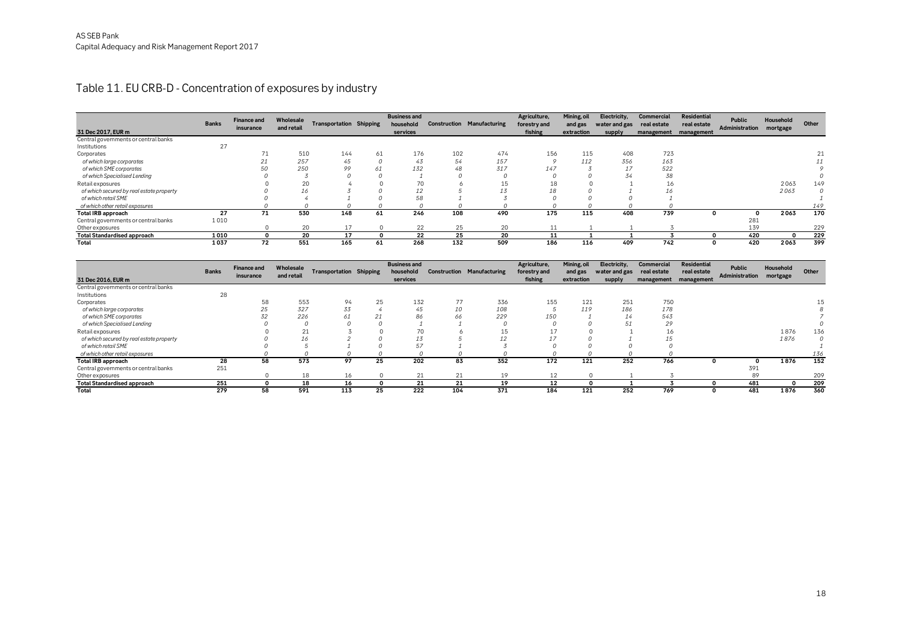## Table 11. EU CRB-D - Concentration of exposures by industry

| 31 Dec 2017, EUR m | Banks | Finance and insurance | Wholesale and retail | Transportation | Shipping | Business and household services | Construction | Manufacturing | Agriculture, forestry and fishing | Mining, oil and gas extraction | Electricity, water and gas supply | Commercial real estate management | Residential real estate management | Public Administration | Household mortgage | Other |
|---|---|---|---|---|---|---|---|---|---|---|---|---|---|---|---|---|
| Central governments or central banks | | | | | | | | | | | | | | | | |
| Institutions | 27 | | | | | | | | | | | | | | | |
| Corporates | | 71 | 510 | 144 | 61 | 176 | 102 | 474 | 156 | 115 | 408 | 723 | | | | 21 |
| *of which large corporates* | | *21* | *257* | *45* | *0* | *43* | *54* | *157* | *9* | *112* | *356* | *163* | | | | *11* |
| *of which SME corporates* | | *50* | *250* | *99* | *61* | *132* | *48* | *317* | *147* | *3* | *17* | *522* | | | | *9* |
| *of which Specialised Lending* | | *0* | *3* | *0* | *0* | *1* | *0* | *0* | *0* | *0* | *34* | *38* | | | | *0* |
| Retail exposures | | 0 | 20 | 4 | 0 | 70 | 6 | 15 | 18 | 0 | 1 | 16 | | | 2063 | 149 |
| *of which secured by real estate property* | | *0* | *16* | *3* | *0* | *12* | *5* | *13* | *18* | *0* | *1* | *16* | | | *2063* | *0* |
| *of which retail SME* | | *0* | *4* | *1* | *0* | *58* | *1* | *3* | *0* | *0* | *0* | *1* | | | | *1* |
| *of which other retail exposures* | | *0* | *0* | *0* | *0* | *0* | *0* | *0* | *0* | *0* | *0* | *0* | | | | *149* |
| **Total IRB approach** | **27** | **71** | **530** | **148** | **61** | **246** | **108** | **490** | **175** | **115** | **408** | **739** | **0** | **0** | **2063** | **170** |
| Central governments or central banks | 1010 | | | | | | | | | | | | | 281 | | |
| Other exposures | | 0 | 20 | 17 | 0 | 22 | 25 | 20 | 11 | 1 | 1 | 3 | | 139 | | 229 |
| **Total Standardised approach** | **1010** | **0** | **20** | **17** | **0** | **22** | **25** | **20** | **11** | **1** | **1** | **3** | **0** | **420** | **0** | **229** |
| **Total** | **1037** | **72** | **551** | **165** | **61** | **268** | **132** | **509** | **186** | **116** | **409** | **742** | **0** | **420** | **2063** | **399** |

| 31 Dec 2016, EUR m | Banks | Finance and insurance | Wholesale and retail | Transportation | Shipping | Business and household services | Construction | Manufacturing | Agriculture, forestry and fishing | Mining, oil and gas extraction | Electricity, water and gas supply | Commercial real estate management | Residential real estate management | Public Administration | Household mortgage | Other |
|---|---|---|---|---|---|---|---|---|---|---|---|---|---|---|---|---|
| Central governments or central banks | | | | | | | | | | | | | | | | |
| Institutions | 28 | | | | | | | | | | | | | | | |
| Corporates | | 58 | 553 | 94 | 25 | 132 | 77 | 336 | 155 | 121 | 251 | 750 | | | | 15 |
| *of which large corporates* | | *25* | *327* | *33* | *4* | *45* | *10* | *108* | *5* | *119* | *186* | *178* | | | | *8* |
| *of which SME corporates* | | *32* | *226* | *61* | *21* | *86* | *66* | *229* | *150* | *1* | *14* | *543* | | | | *7* |
| *of which Specialised Lending* | | *0* | *0* | *0* | *0* | *1* | *1* | *0* | *0* | *0* | *51* | *29* | | | | *0* |
| Retail exposures | | 0 | 21 | 3 | 0 | 70 | 6 | 15 | 17 | 0 | 1 | 16 | | | 1876 | 136 |
| *of which secured by real estate property* | | *0* | *16* | *2* | *0* | *13* | *5* | *12* | *17* | *0* | *1* | *15* | | | *1876* | *0* |
| *of which retail SME* | | *0* | *5* | *1* | *0* | *57* | *1* | *3* | *0* | *0* | *0* | *0* | | | | *1* |
| *of which other retail exposures* | | *0* | *0* | *0* | *0* | *0* | *0* | *0* | *0* | *0* | *0* | *0* | | | | *136* |
| **Total IRB approach** | **28** | **58** | **573** | **97** | **25** | **202** | **83** | **352** | **172** | **121** | **252** | **766** | **0** | **0** | **1876** | **152** |
| Central governments or central banks | 251 | | | | | | | | | | | | | 391 | | |
| Other exposures | | 0 | 18 | 16 | 0 | 21 | 21 | 19 | 12 | 0 | 1 | 3 | | 89 | | 209 |
| **Total Standardised approach** | **251** | **0** | **18** | **16** | **0** | **21** | **21** | **19** | **12** | **0** | **1** | **3** | **0** | **481** | **0** | **209** |
| **Total** | **279** | **58** | **591** | **113** | **25** | **222** | **104** | **371** | **184** | **121** | **252** | **769** | **0** | **481** | **1876** | **360** |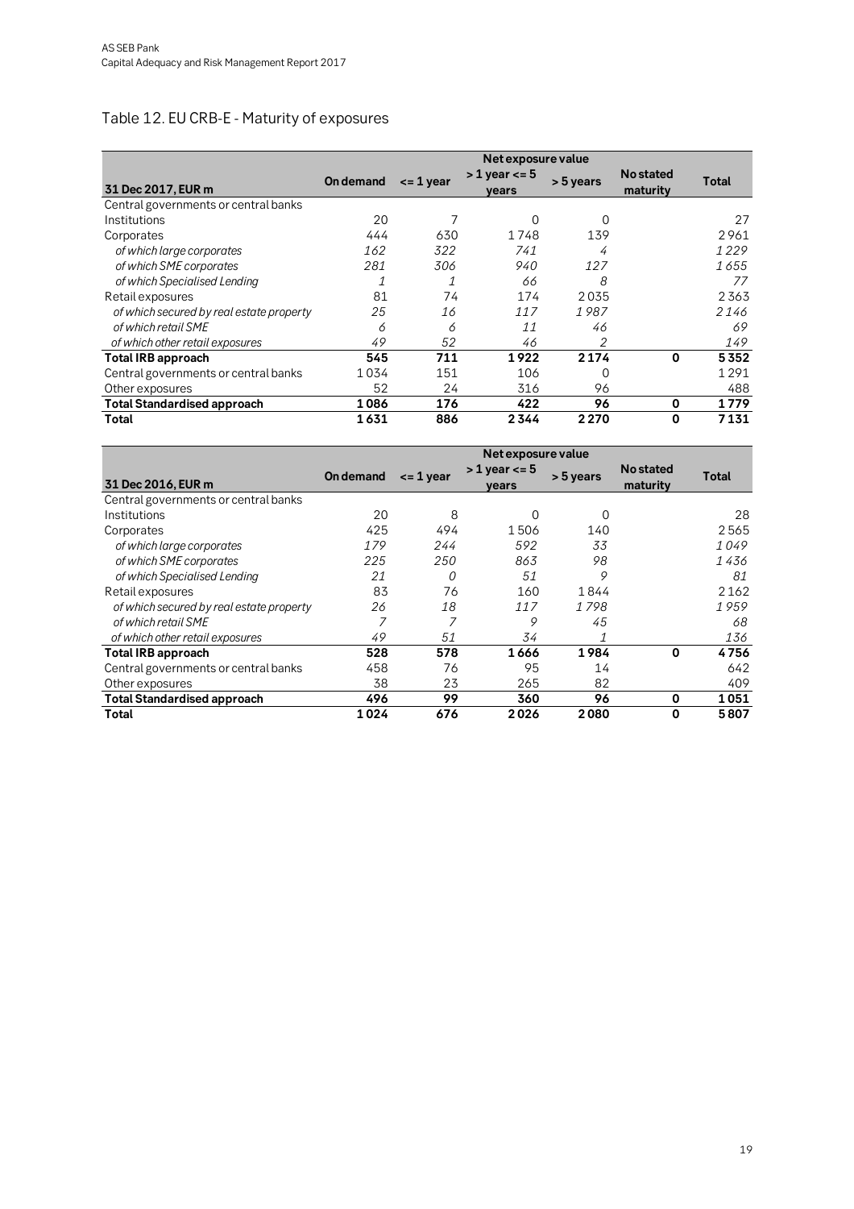## Table 12. EU CRB-E - Maturity of exposures

| 31 Dec 2017, EUR m | Net exposure value | | | | | |
|---|---|---|---|---|---|---|
| | On demand | <= 1 year | > 1 year <= 5 years | > 5 years | No stated maturity | Total |
| Central governments or central banks | | | | | | |
| Institutions | 20 | 7 | 0 | 0 | | 27 |
| Corporates | 444 | 630 | 1748 | 139 | | 2961 |
| *of which large corporates* | *162* | *322* | *741* | *4* | | *1229* |
| *of which SME corporates* | *281* | *306* | *940* | *127* | | *1655* |
| *of which Specialised Lending* | *1* | *1* | *66* | *8* | | *77* |
| Retail exposures | 81 | 74 | 174 | 2035 | | 2363 |
| *of which secured by real estate property* | *25* | *16* | *117* | *1987* | | *2146* |
| *of which retail SME* | *6* | *6* | *11* | *46* | | *69* |
| *of which other retail exposures* | *49* | *52* | *46* | *2* | | *149* |
| **Total IRB approach** | **545** | **711** | **1922** | **2174** | **0** | **5352** |
| Central governments or central banks | 1034 | 151 | 106 | 0 | | 1291 |
| Other exposures | 52 | 24 | 316 | 96 | | 488 |
| **Total Standardised approach** | **1086** | **176** | **422** | **96** | **0** | **1779** |
| **Total** | **1631** | **886** | **2344** | **2270** | **0** | **7131** |

| 31 Dec 2016, EUR m | Net exposure value | | | | | |
|---|---|---|---|---|---|---|
| | On demand | <= 1 year | > 1 year <= 5 years | > 5 years | No stated maturity | Total |
| Central governments or central banks | | | | | | |
| Institutions | 20 | 8 | 0 | 0 | | 28 |
| Corporates | 425 | 494 | 1506 | 140 | | 2565 |
| *of which large corporates* | *179* | *244* | *592* | *33* | | *1049* |
| *of which SME corporates* | *225* | *250* | *863* | *98* | | *1436* |
| *of which Specialised Lending* | *21* | *0* | *51* | *9* | | *81* |
| Retail exposures | 83 | 76 | 160 | 1844 | | 2162 |
| *of which secured by real estate property* | *26* | *18* | *117* | *1798* | | *1959* |
| *of which retail SME* | *7* | *7* | *9* | *45* | | *68* |
| *of which other retail exposures* | *49* | *51* | *34* | *1* | | *136* |
| **Total IRB approach** | **528** | **578** | **1666** | **1984** | **0** | **4756** |
| Central governments or central banks | 458 | 76 | 95 | 14 | | 642 |
| Other exposures | 38 | 23 | 265 | 82 | | 409 |
| **Total Standardised approach** | **496** | **99** | **360** | **96** | **0** | **1051** |
| **Total** | **1024** | **676** | **2026** | **2080** | **0** | **5807** |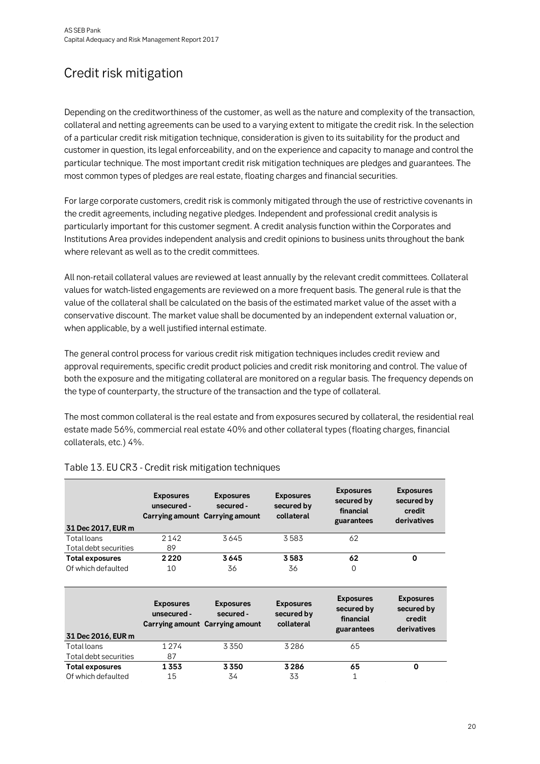# Credit risk mitigation

Depending on the creditworthiness of the customer, as well as the nature and complexity of the transaction, collateral and netting agreements can be used to a varying extent to mitigate the credit risk. In the selection of a particular credit risk mitigation technique, consideration is given to its suitability for the product and customer in question, its legal enforceability, and on the experience and capacity to manage and control the particular technique. The most important credit risk mitigation techniques are pledges and guarantees. The most common types of pledges are real estate, floating charges and financial securities.

For large corporate customers, credit risk is commonly mitigated through the use of restrictive covenants in the credit agreements, including negative pledges. Independent and professional credit analysis is particularly important for this customer segment. A credit analysis function within the Corporates and Institutions Area provides independent analysis and credit opinions to business units throughout the bank where relevant as well as to the credit committees.

All non-retail collateral values are reviewed at least annually by the relevant credit committees. Collateral values for watch-listed engagements are reviewed on a more frequent basis. The general rule is that the value of the collateral shall be calculated on the basis of the estimated market value of the asset with a conservative discount. The market value shall be documented by an independent external valuation or, when applicable, by a well justified internal estimate.

The general control process for various credit risk mitigation techniques includes credit review and approval requirements, specific credit product policies and credit risk monitoring and control. The value of both the exposure and the mitigating collateral are monitored on a regular basis. The frequency depends on the type of counterparty, the structure of the transaction and the type of collateral.

The most common collateral is the real estate and from exposures secured by collateral, the residential real estate made 56%, commercial real estate 40% and other collateral types (floating charges, financial collaterals, etc.) 4%.

Table 13. EU CR3 - Credit risk mitigation techniques

| 31 Dec 2017, EUR m | Exposures unsecured - Carrying amount | Exposures secured - Carrying amount | Exposures secured by collateral | Exposures secured by financial guarantees | Exposures secured by credit derivatives |
|---|---|---|---|---|---|
| Total loans | 2 142 | 3 645 | 3 583 | 62 | |
| Total debt securities | 89 | | | | |
| **Total exposures** | **2 220** | **3 645** | **3 583** | **62** | **0** |
| Of which defaulted | 10 | 36 | 36 | 0 | |

| 31 Dec 2016, EUR m | Exposures unsecured - Carrying amount | Exposures secured - Carrying amount | Exposures secured by collateral | Exposures secured by financial guarantees | Exposures secured by credit derivatives |
|---|---|---|---|---|---|
| Total loans | 1 274 | 3 350 | 3 286 | 65 | |
| Total debt securities | 87 | | | | |
| **Total exposures** | **1 353** | **3 350** | **3 286** | **65** | **0** |
| Of which defaulted | 15 | 34 | 33 | 1 | |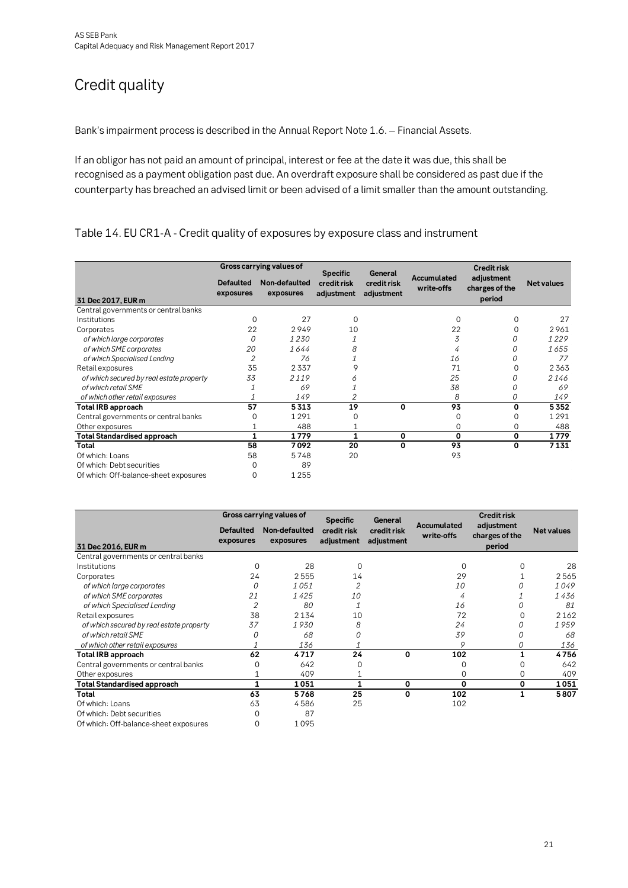# Credit quality

Bank's impairment process is described in the Annual Report Note 1.6. – Financial Assets.

If an obligor has not paid an amount of principal, interest or fee at the date it was due, this shall be recognised as a payment obligation past due. An overdraft exposure shall be considered as past due if the counterparty has breached an advised limit or been advised of a limit smaller than the amount outstanding.

## Table 14. EU CR1-A - Credit quality of exposures by exposure class and instrument

| 31 Dec 2017, EUR m | Gross carrying values of | | Specific credit risk adjustment | General credit risk adjustment | Accumulated write-offs | Credit risk adjustment charges of the period | Net values |
|---|---|---|---|---|---|---|---|
| | Defaulted exposures | Non-defaulted exposures | | | | | |
| Central governments or central banks | | | | | | | |
| Institutions | 0 | 27 | 0 | | 0 | 0 | 27 |
| Corporates | 22 | 2 949 | 10 | | 22 | 0 | 2 961 |
| *of which large corporates* | *0* | *1 230* | *1* | | *3* | *0* | *1 229* |
| *of which SME corporates* | *20* | *1 644* | *8* | | *4* | *0* | *1 655* |
| *of which Specialised Lending* | *2* | *76* | *1* | | *16* | *0* | *77* |
| Retail exposures | 35 | 2 337 | 9 | | 71 | 0 | 2 363 |
| *of which secured by real estate property* | *33* | *2 119* | *6* | | *25* | *0* | *2 146* |
| *of which retail SME* | *1* | *69* | *1* | | *38* | *0* | *69* |
| *of which other retail exposures* | *1* | *149* | *2* | | *8* | *0* | *149* |
| **Total IRB approach** | **57** | **5 313** | **19** | **0** | **93** | **0** | **5 352** |
| Central governments or central banks | 0 | 1 291 | 0 | | 0 | 0 | 1 291 |
| Other exposures | 1 | 488 | 1 | | 0 | 0 | 488 |
| **Total Standardised approach** | **1** | **1 779** | **1** | **0** | **0** | **0** | **1 779** |
| **Total** | **58** | **7 092** | **20** | **0** | **93** | **0** | **7 131** |
| Of which: Loans | 58 | 5 748 | 20 | | 93 | | |
| Of which: Debt securities | 0 | 89 | | | | | |
| Of which: Off-balance-sheet exposures | 0 | 1 255 | | | | | |

| 31 Dec 2016, EUR m | Gross carrying values of | | Specific credit risk adjustment | General credit risk adjustment | Accumulated write-offs | Credit risk adjustment charges of the period | Net values |
|---|---|---|---|---|---|---|---|
| | Defaulted exposures | Non-defaulted exposures | | | | | |
| Central governments or central banks | | | | | | | |
| Institutions | 0 | 28 | 0 | | 0 | 0 | 28 |
| Corporates | 24 | 2 555 | 14 | | 29 | 1 | 2 565 |
| *of which large corporates* | *0* | *1 051* | *2* | | *10* | *0* | *1 049* |
| *of which SME corporates* | *21* | *1 425* | *10* | | *4* | *1* | *1 436* |
| *of which Specialised Lending* | *2* | *80* | *1* | | *16* | *0* | *81* |
| Retail exposures | 38 | 2 134 | 10 | | 72 | 0 | 2 162 |
| *of which secured by real estate property* | *37* | *1 930* | *8* | | *24* | *0* | *1 959* |
| *of which retail SME* | *0* | *68* | *0* | | *39* | *0* | *68* |
| *of which other retail exposures* | *1* | *136* | *1* | | *9* | *0* | *136* |
| **Total IRB approach** | **62** | **4 717** | **24** | **0** | **102** | **1** | **4 756** |
| Central governments or central banks | 0 | 642 | 0 | | 0 | 0 | 642 |
| Other exposures | 1 | 409 | 1 | | 0 | 0 | 409 |
| **Total Standardised approach** | **1** | **1 051** | **1** | **0** | **0** | **0** | **1 051** |
| **Total** | **63** | **5 768** | **25** | **0** | **102** | **1** | **5 807** |
| Of which: Loans | 63 | 4 586 | 25 | | 102 | | |
| Of which: Debt securities | 0 | 87 | | | | | |
| Of which: Off-balance-sheet exposures | 0 | 1 095 | | | | | |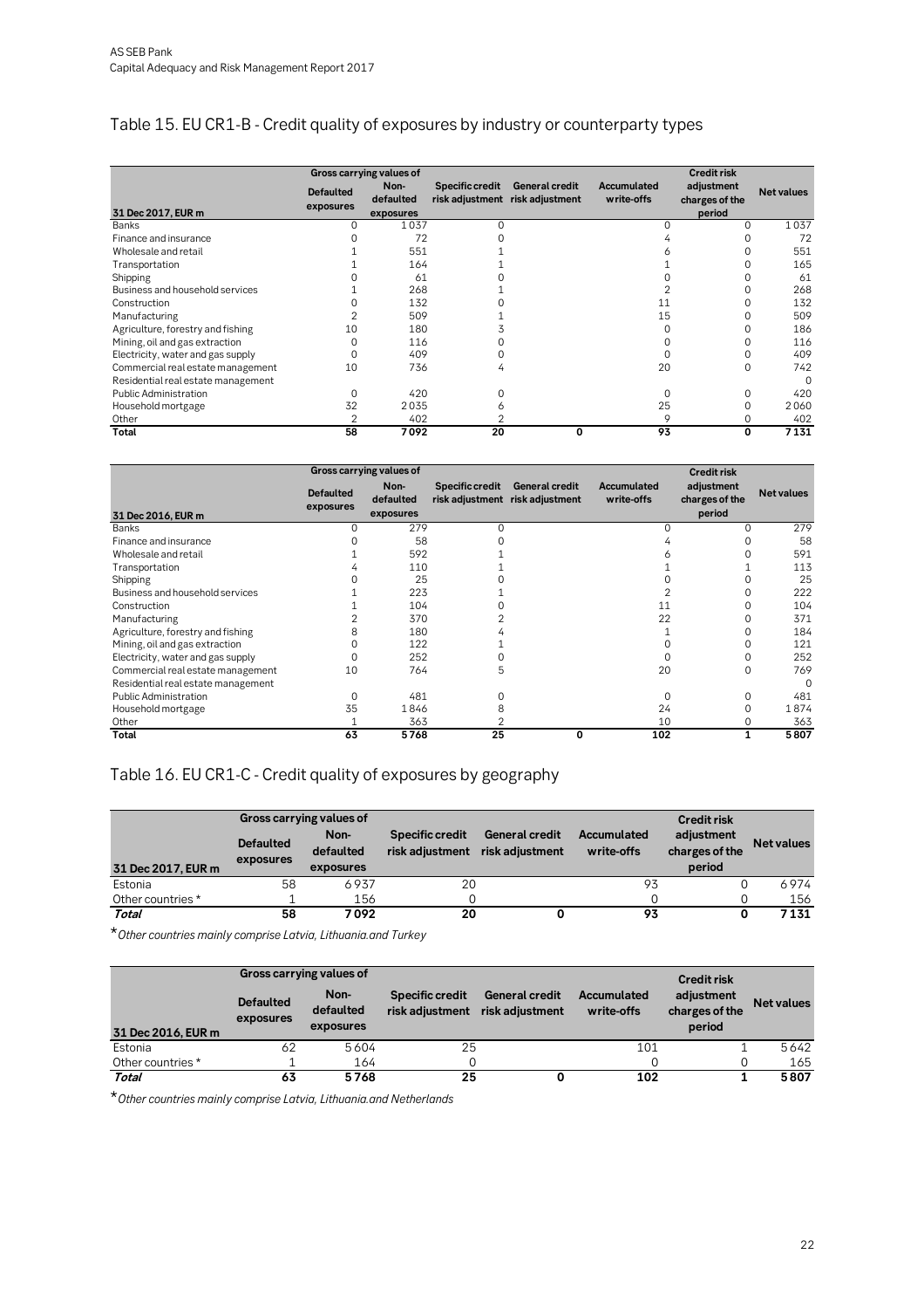## Table 15. EU CR1-B - Credit quality of exposures by industry or counterparty types

| 31 Dec 2017, EUR m | Gross carrying values of | | Specific credit risk adjustment | General credit risk adjustment | Accumulated write-offs | Credit risk adjustment charges of the period | Net values |
|---|---|---|---|---|---|---|---|
| | Defaulted exposures | Non-defaulted exposures | | | | | |
| Banks | 0 | 1037 | 0 | | 0 | 0 | 1037 |
| Finance and insurance | 0 | 72 | 0 | | 4 | 0 | 72 |
| Wholesale and retail | 1 | 551 | 1 | | 6 | 0 | 551 |
| Transportation | 1 | 164 | 1 | | 1 | 0 | 165 |
| Shipping | 0 | 61 | 0 | | 0 | 0 | 61 |
| Business and household services | 1 | 268 | 1 | | 2 | 0 | 268 |
| Construction | 0 | 132 | 0 | | 11 | 0 | 132 |
| Manufacturing | 2 | 509 | 1 | | 15 | 0 | 509 |
| Agriculture, forestry and fishing | 10 | 180 | 3 | | 0 | 0 | 186 |
| Mining, oil and gas extraction | 0 | 116 | 0 | | 0 | 0 | 116 |
| Electricity, water and gas supply | 0 | 409 | 0 | | 0 | 0 | 409 |
| Commercial real estate management | 10 | 736 | 4 | | 20 | 0 | 742 |
| Residential real estate management | | | | | | | 0 |
| Public Administration | 0 | 420 | 0 | | 0 | 0 | 420 |
| Household mortgage | 32 | 2035 | 6 | | 25 | 0 | 2060 |
| Other | 2 | 402 | 2 | | 9 | 0 | 402 |
| **Total** | **58** | **7092** | **20** | **0** | **93** | **0** | **7131** |

| 31 Dec 2016, EUR m | Gross carrying values of | | Specific credit risk adjustment | General credit risk adjustment | Accumulated write-offs | Credit risk adjustment charges of the period | Net values |
|---|---|---|---|---|---|---|---|
| | Defaulted exposures | Non-defaulted exposures | | | | | |
| Banks | 0 | 279 | 0 | | 0 | 0 | 279 |
| Finance and insurance | 0 | 58 | 0 | | 4 | 0 | 58 |
| Wholesale and retail | 1 | 592 | 1 | | 6 | 0 | 591 |
| Transportation | 4 | 110 | 1 | | 1 | 1 | 113 |
| Shipping | 0 | 25 | 0 | | 0 | 0 | 25 |
| Business and household services | 1 | 223 | 1 | | 2 | 0 | 222 |
| Construction | 1 | 104 | 0 | | 11 | 0 | 104 |
| Manufacturing | 2 | 370 | 2 | | 22 | 0 | 371 |
| Agriculture, forestry and fishing | 8 | 180 | 4 | | 1 | 0 | 184 |
| Mining, oil and gas extraction | 0 | 122 | 1 | | 0 | 0 | 121 |
| Electricity, water and gas supply | 0 | 252 | 0 | | 0 | 0 | 252 |
| Commercial real estate management | 10 | 764 | 5 | | 20 | 0 | 769 |
| Residential real estate management | | | | | | | 0 |
| Public Administration | 0 | 481 | 0 | | 0 | 0 | 481 |
| Household mortgage | 35 | 1846 | 8 | | 24 | 0 | 1874 |
| Other | 1 | 363 | 2 | | 10 | 0 | 363 |
| **Total** | **63** | **5768** | **25** | **0** | **102** | **1** | **5807** |

## Table 16. EU CR1-C - Credit quality of exposures by geography

| 31 Dec 2017, EUR m | Gross carrying values of | | Specific credit risk adjustment | General credit risk adjustment | Accumulated write-offs | Credit risk adjustment charges of the period | Net values |
|---|---|---|---|---|---|---|---|
| | Defaulted exposures | Non-defaulted exposures | | | | | |
| Estonia | 58 | 6937 | 20 | | 93 | 0 | 6974 |
| Other countries * | 1 | 156 | 0 | | 0 | 0 | 156 |
| ***Total*** | **58** | **7092** | **20** | **0** | **93** | **0** | **7131** |

**Other countries mainly comprise Latvia, Lithuania.and Turkey*

| 31 Dec 2016, EUR m | Gross carrying values of | | Specific credit risk adjustment | General credit risk adjustment | Accumulated write-offs | Credit risk adjustment charges of the period | Net values |
|---|---|---|---|---|---|---|---|
| | Defaulted exposures | Non-defaulted exposures | | | | | |
| Estonia | 62 | 5604 | 25 | | 101 | 1 | 5642 |
| Other countries * | 1 | 164 | 0 | | 0 | 0 | 165 |
| ***Total*** | **63** | **5768** | **25** | **0** | **102** | **1** | **5807** |

**Other countries mainly comprise Latvia, Lithuania.and Netherlands*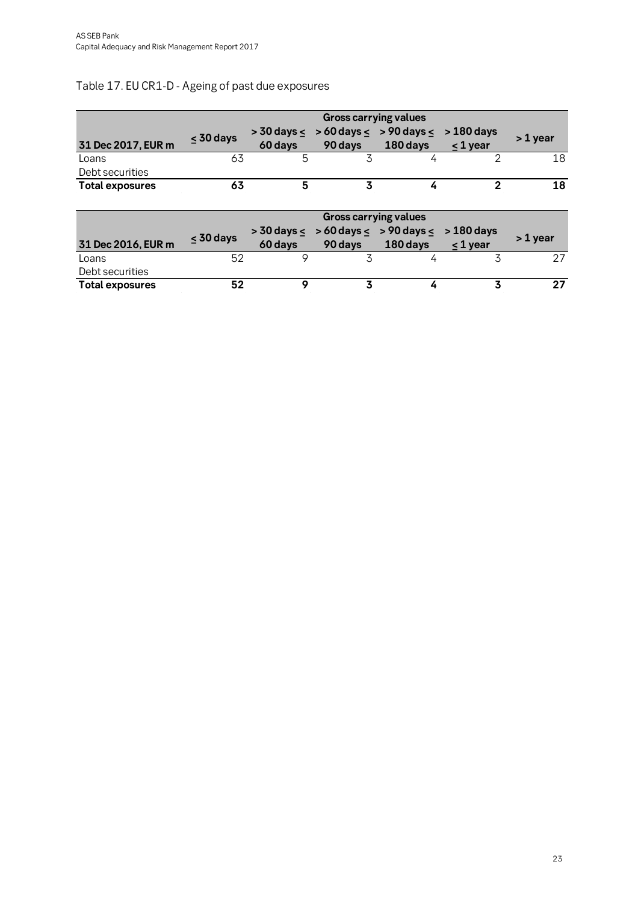## Table 17. EU CR1-D - Ageing of past due exposures

| | Gross carrying values | | | | | |
|---|---|---|---|---|---|---|
| **31 Dec 2017, EUR m** | **≤ 30 days** | **> 30 days ≤ 60 days** | **> 60 days ≤ 90 days** | **> 90 days ≤ 180 days** | **> 180 days ≤ 1 year** | **> 1 year** |
| Loans | 63 | 5 | 3 | 4 | 2 | 18 |
| Debt securities | | | | | | |
| **Total exposures** | **63** | **5** | **3** | **4** | **2** | **18** |

| | Gross carrying values | | | | | |
|---|---|---|---|---|---|---|
| **31 Dec 2016, EUR m** | **≤ 30 days** | **> 30 days ≤ 60 days** | **> 60 days ≤ 90 days** | **> 90 days ≤ 180 days** | **> 180 days ≤ 1 year** | **> 1 year** |
| Loans | 52 | 9 | 3 | 4 | 3 | 27 |
| Debt securities | | | | | | |
| **Total exposures** | **52** | **9** | **3** | **4** | **3** | **27** |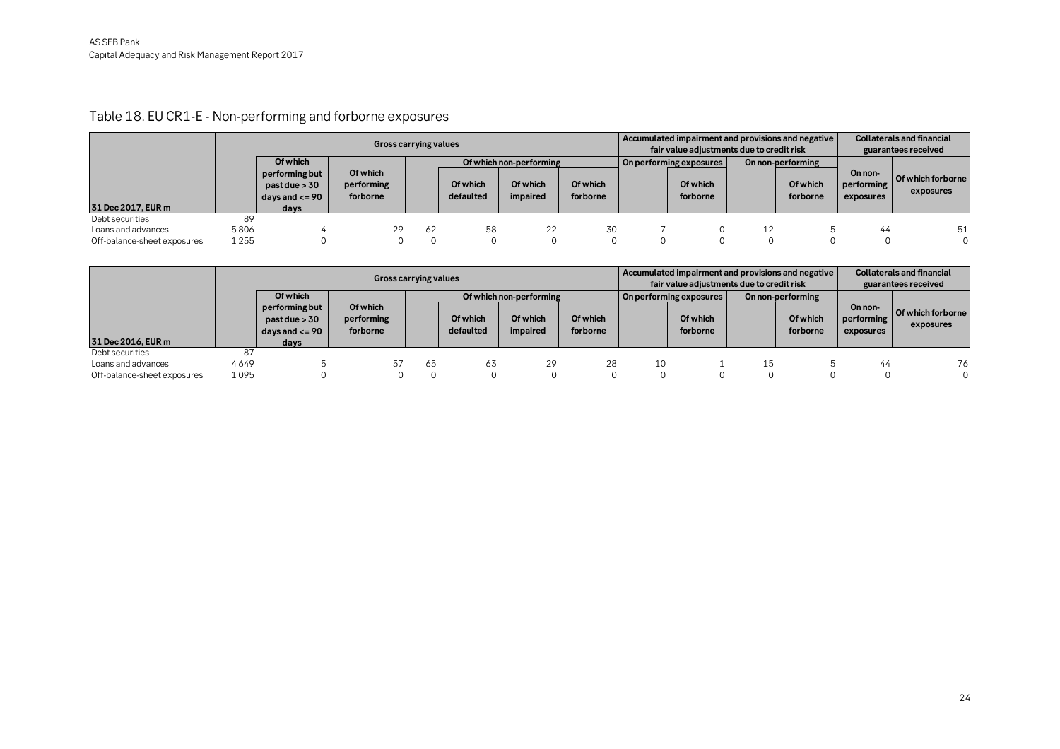## Table 18. EU CR1-E - Non-performing and forborne exposures

| 31 Dec 2017, EUR m | Gross carrying values | | | | | | | Accumulated impairment and provisions and negative fair value adjustments due to credit risk | | | | Collaterals and financial guarantees received | |
|---|---|---|---|---|---|---|---|---|---|---|---|---|---|
| | | Of which performing but past due > 30 days and <= 90 days | Of which performing forborne | Of which non-performing | | | | On performing exposures | | On non-performing | | On non-performing exposures | Of which forborne exposures |
| | | | | | Of which defaulted | Of which impaired | Of which forborne | | Of which forborne | | Of which forborne | | |
| Debt securities | 89 | | | | | | | | | | | | |
| Loans and advances | 5 806 | 4 | 29 | 62 | 58 | 22 | 30 | 7 | 0 | 12 | 5 | 44 | 51 |
| Off-balance-sheet exposures | 1 255 | 0 | 0 | 0 | 0 | 0 | 0 | 0 | 0 | 0 | 0 | 0 | 0 |

| 31 Dec 2016, EUR m | Gross carrying values | | | | | | | Accumulated impairment and provisions and negative fair value adjustments due to credit risk | | | | Collaterals and financial guarantees received | |
|---|---|---|---|---|---|---|---|---|---|---|---|---|---|
| | | Of which performing but past due > 30 days and <= 90 days | Of which performing forborne | Of which non-performing | | | | On performing exposures | | On non-performing | | On non-performing exposures | Of which forborne exposures |
| | | | | | Of which defaulted | Of which impaired | Of which forborne | | Of which forborne | | Of which forborne | | |
| Debt securities | 87 | | | | | | | | | | | | |
| Loans and advances | 4 649 | 5 | 57 | 65 | 63 | 29 | 28 | 10 | 1 | 15 | 5 | 44 | 76 |
| Off-balance-sheet exposures | 1 095 | 0 | 0 | 0 | 0 | 0 | 0 | 0 | 0 | 0 | 0 | 0 | 0 |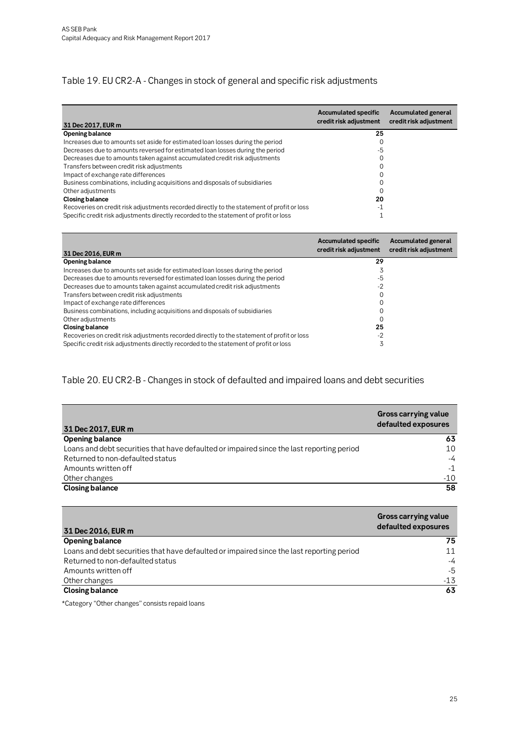## Table 19. EU CR2-A - Changes in stock of general and specific risk adjustments

| 31 Dec 2017, EUR m | Accumulated specific credit risk adjustment | Accumulated general credit risk adjustment |
|---|---|---|
| **Opening balance** | **25** | |
| Increases due to amounts set aside for estimated loan losses during the period | 0 | |
| Decreases due to amounts reversed for estimated loan losses during the period | -5 | |
| Decreases due to amounts taken against accumulated credit risk adjustments | 0 | |
| Transfers between credit risk adjustments | 0 | |
| Impact of exchange rate differences | 0 | |
| Business combinations, including acquisitions and disposals of subsidiaries | 0 | |
| Other adjustments | 0 | |
| **Closing balance** | **20** | |
| Recoveries on credit risk adjustments recorded directly to the statement of profit or loss | -1 | |
| Specific credit risk adjustments directly recorded to the statement of profit or loss | 1 | |

| 31 Dec 2016, EUR m | Accumulated specific credit risk adjustment | Accumulated general credit risk adjustment |
|---|---|---|
| **Opening balance** | **29** | |
| Increases due to amounts set aside for estimated loan losses during the period | 3 | |
| Decreases due to amounts reversed for estimated loan losses during the period | -5 | |
| Decreases due to amounts taken against accumulated credit risk adjustments | -2 | |
| Transfers between credit risk adjustments | 0 | |
| Impact of exchange rate differences | 0 | |
| Business combinations, including acquisitions and disposals of subsidiaries | 0 | |
| Other adjustments | 0 | |
| **Closing balance** | **25** | |
| Recoveries on credit risk adjustments recorded directly to the statement of profit or loss | -2 | |
| Specific credit risk adjustments directly recorded to the statement of profit or loss | 3 | |

## Table 20. EU CR2-B - Changes in stock of defaulted and impaired loans and debt securities

| 31 Dec 2017, EUR m | Gross carrying value defaulted exposures |
|---|---|
| **Opening balance** | **63** |
| Loans and debt securities that have defaulted or impaired since the last reporting period | 10 |
| Returned to non-defaulted status | -4 |
| Amounts written off | -1 |
| Other changes | -10 |
| **Closing balance** | **58** |

| 31 Dec 2016, EUR m | Gross carrying value defaulted exposures |
|---|---|
| **Opening balance** | **75** |
| Loans and debt securities that have defaulted or impaired since the last reporting period | 11 |
| Returned to non-defaulted status | -4 |
| Amounts written off | -5 |
| Other changes | -13 |
| **Closing balance** | **63** |

*Category "Other changes" consists repaid loans